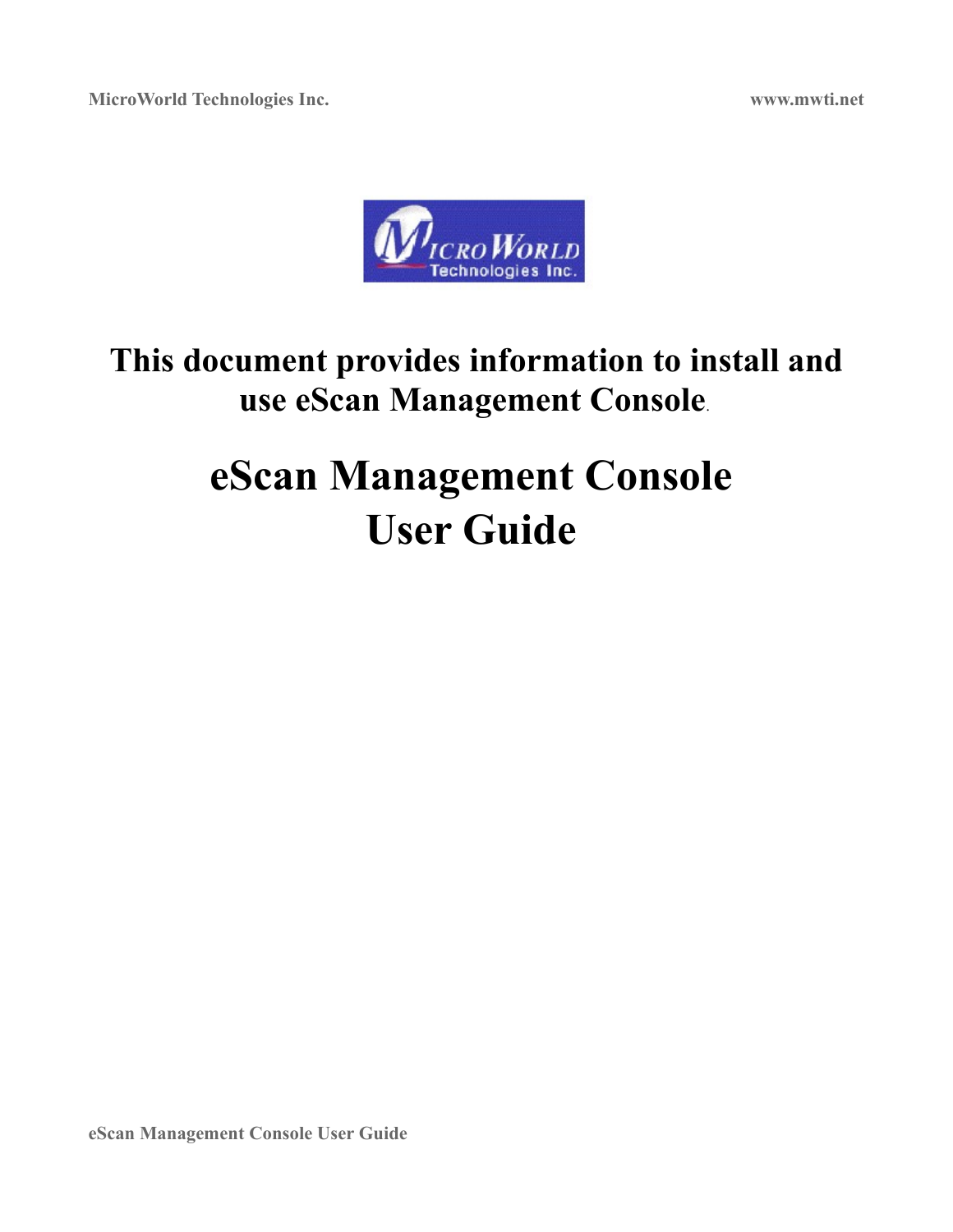**This document provides information to install and use eScan Management Console.**

# eScan Management Console User Guide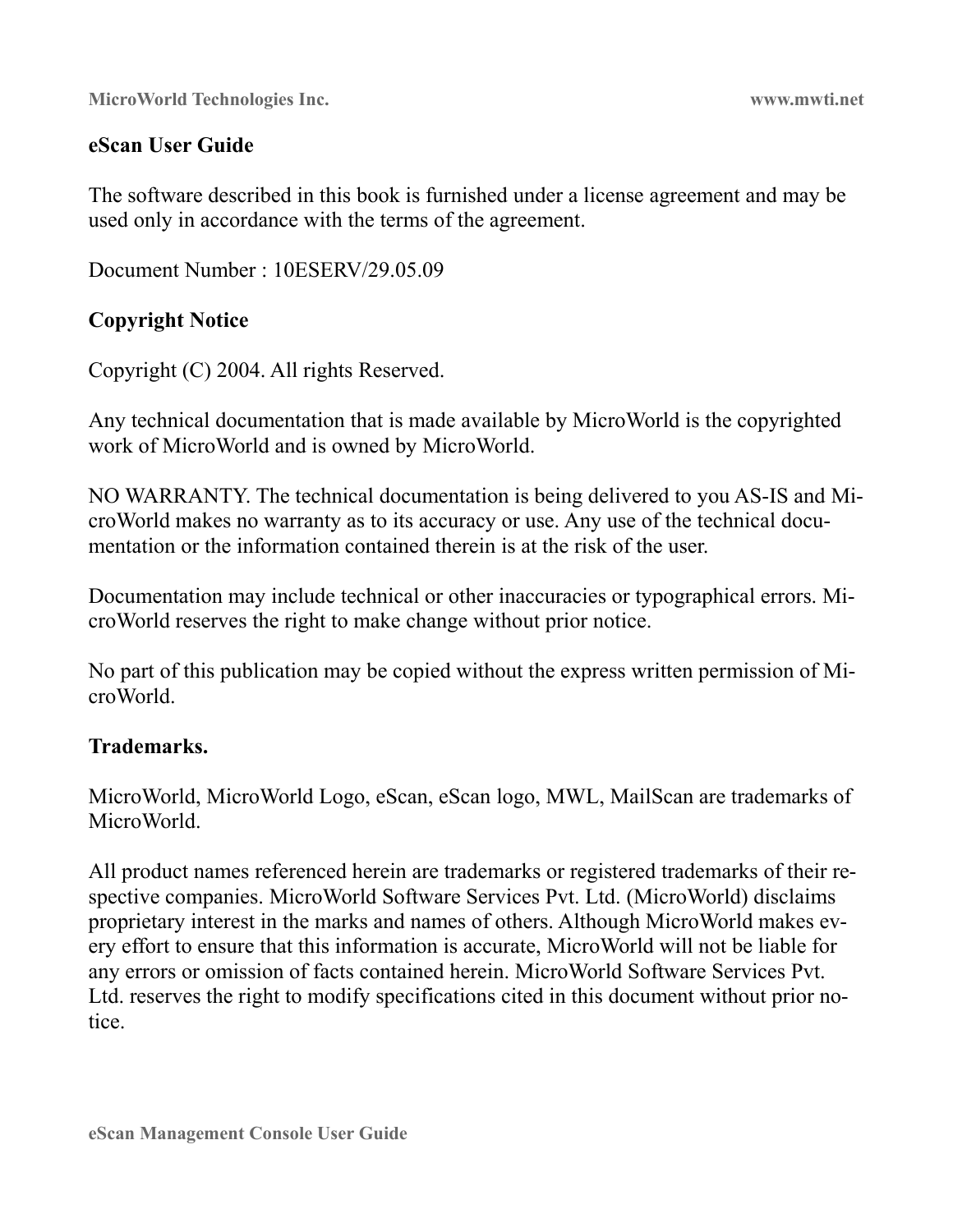**eScan User Guide**

The software described in this book is furnished under a license agreement and may be used only in accordance with the terms of the agreement.

Document Number : 10ESERV/29.05.09

**Copyright Notice**

Copyright (C) 2004. All rights Reserved.

Any technical documentation that is made available by MicroWorld is the copyrighted work of MicroWorld and is owned by MicroWorld.

NO WARRANTY. The technical documentation is being delivered to you AS-IS and MicroWorld makes no warranty as to its accuracy or use. Any use of the technical documentation or the information contained therein is at the risk of the user.

Documentation may include technical or other inaccuracies or typographical errors. MicroWorld reserves the right to make change without prior notice.

No part of this publication may be copied without the express written permission of MicroWorld.

**Trademarks.**

MicroWorld, MicroWorld Logo, eScan, eScan logo, MWL, MailScan are trademarks of MicroWorld.

All product names referenced herein are trademarks or registered trademarks of their respective companies. MicroWorld Software Services Pvt. Ltd. (MicroWorld) disclaims proprietary interest in the marks and names of others. Although MicroWorld makes every effort to ensure that this information is accurate, MicroWorld will not be liable for any errors or omission of facts contained herein. MicroWorld Software Services Pvt. Ltd. reserves the right to modify specifications cited in this document without prior notice.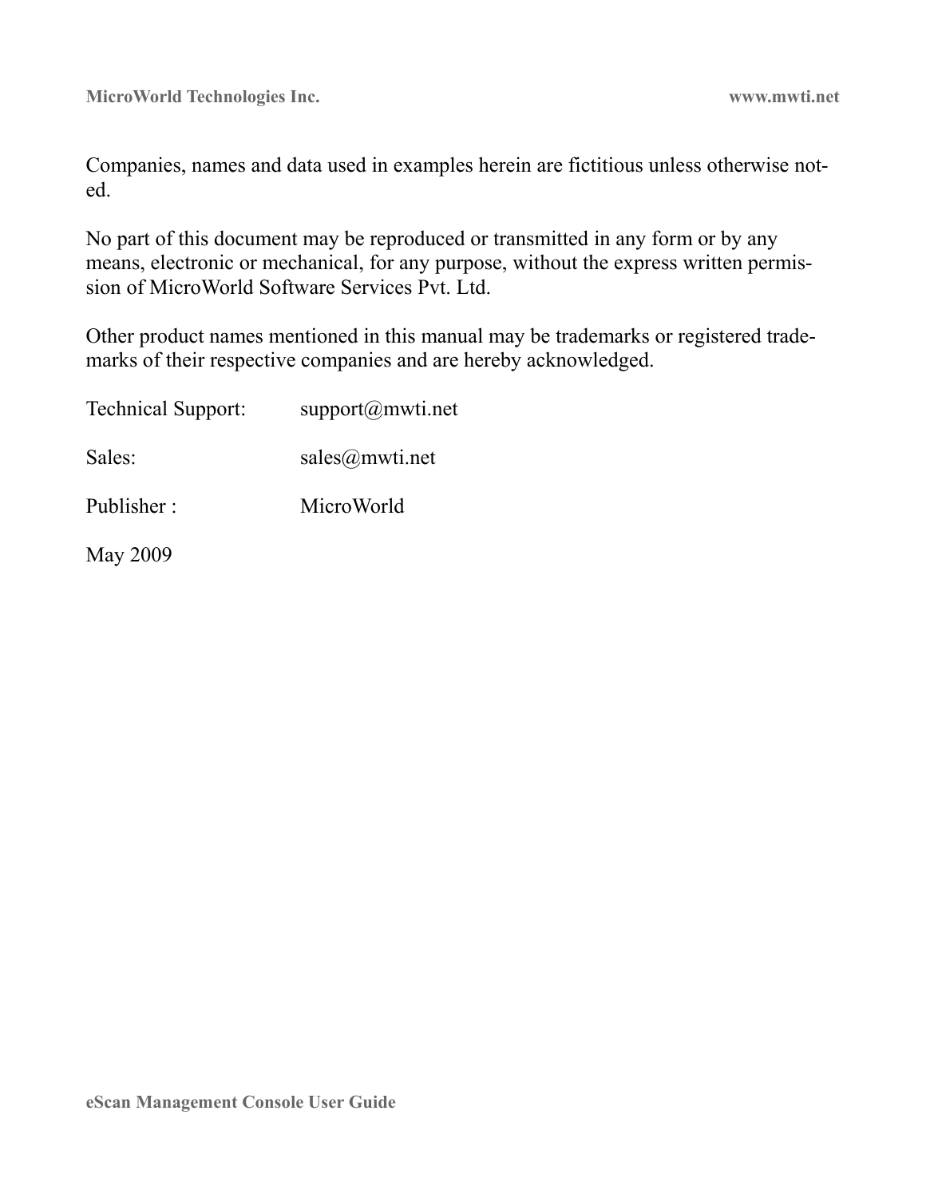Companies, names and data used in examples herein are fictitious unless otherwise noted.

No part of this document may be reproduced or transmitted in any form or by any means, electronic or mechanical, for any purpose, without the express written permission of MicroWorld Software Services Pvt. Ltd.

Other product names mentioned in this manual may be trademarks or registered trademarks of their respective companies and are hereby acknowledged.

Technical Support: support@mwti.net

Sales: sales@mwti.net

Publisher : MicroWorld

May 2009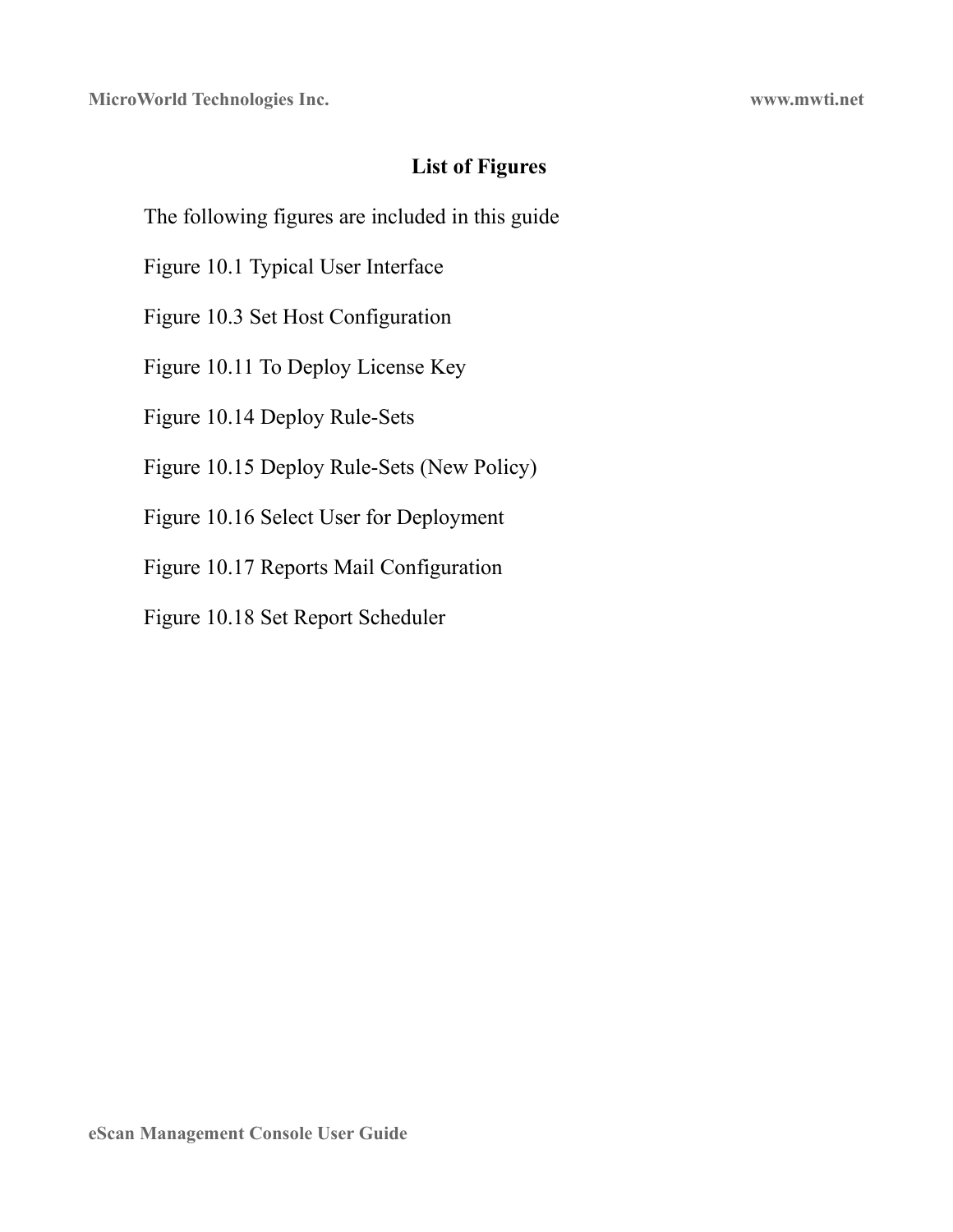# List of Figures

The following figures are included in this guide

Figure 10.1 Typical User Interface

Figure 10.3 Set Host Configuration

Figure 10.11 To Deploy License Key

Figure 10.14 Deploy Rule-Sets

Figure 10.15 Deploy Rule-Sets (New Policy)

Figure 10.16 Select User for Deployment

Figure 10.17 Reports Mail Configuration

Figure 10.18 Set Report Scheduler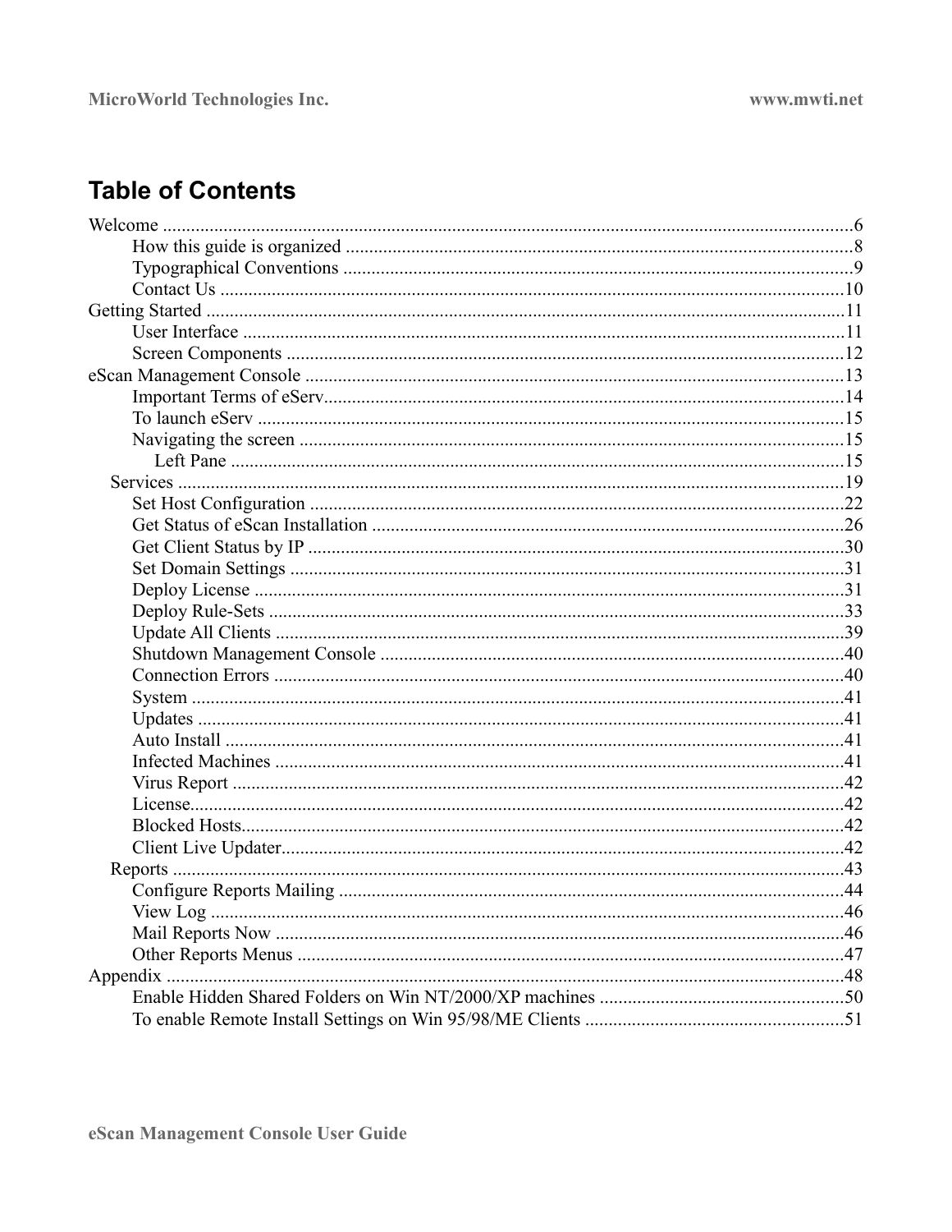# Table of Contents

- Welcome ....... 6
  - How this guide is organized ....... 8
  - Typographical Conventions ....... 9
  - Contact Us ....... 10
- Getting Started ....... 11
  - User Interface ....... 11
  - Screen Components ....... 12
- eScan Management Console ....... 13
  - Important Terms of eServ ....... 14
  - To launch eServ ....... 15
  - Navigating the screen ....... 15
    - Left Pane ....... 15
  - Services ....... 19
    - Set Host Configuration ....... 22
    - Get Status of eScan Installation ....... 26
    - Get Client Status by IP ....... 30
    - Set Domain Settings ....... 31
    - Deploy License ....... 31
    - Deploy Rule-Sets ....... 33
    - Update All Clients ....... 39
    - Shutdown Management Console ....... 40
    - Connection Errors ....... 40
    - System ....... 41
    - Updates ....... 41
    - Auto Install ....... 41
    - Infected Machines ....... 41
    - Virus Report ....... 42
    - License ....... 42
    - Blocked Hosts ....... 42
    - Client Live Updater ....... 42
  - Reports ....... 43
    - Configure Reports Mailing ....... 44
    - View Log ....... 46
    - Mail Reports Now ....... 46
    - Other Reports Menus ....... 47
- Appendix ....... 48
  - Enable Hidden Shared Folders on Win NT/2000/XP machines ....... 50
  - To enable Remote Install Settings on Win 95/98/ME Clients ....... 51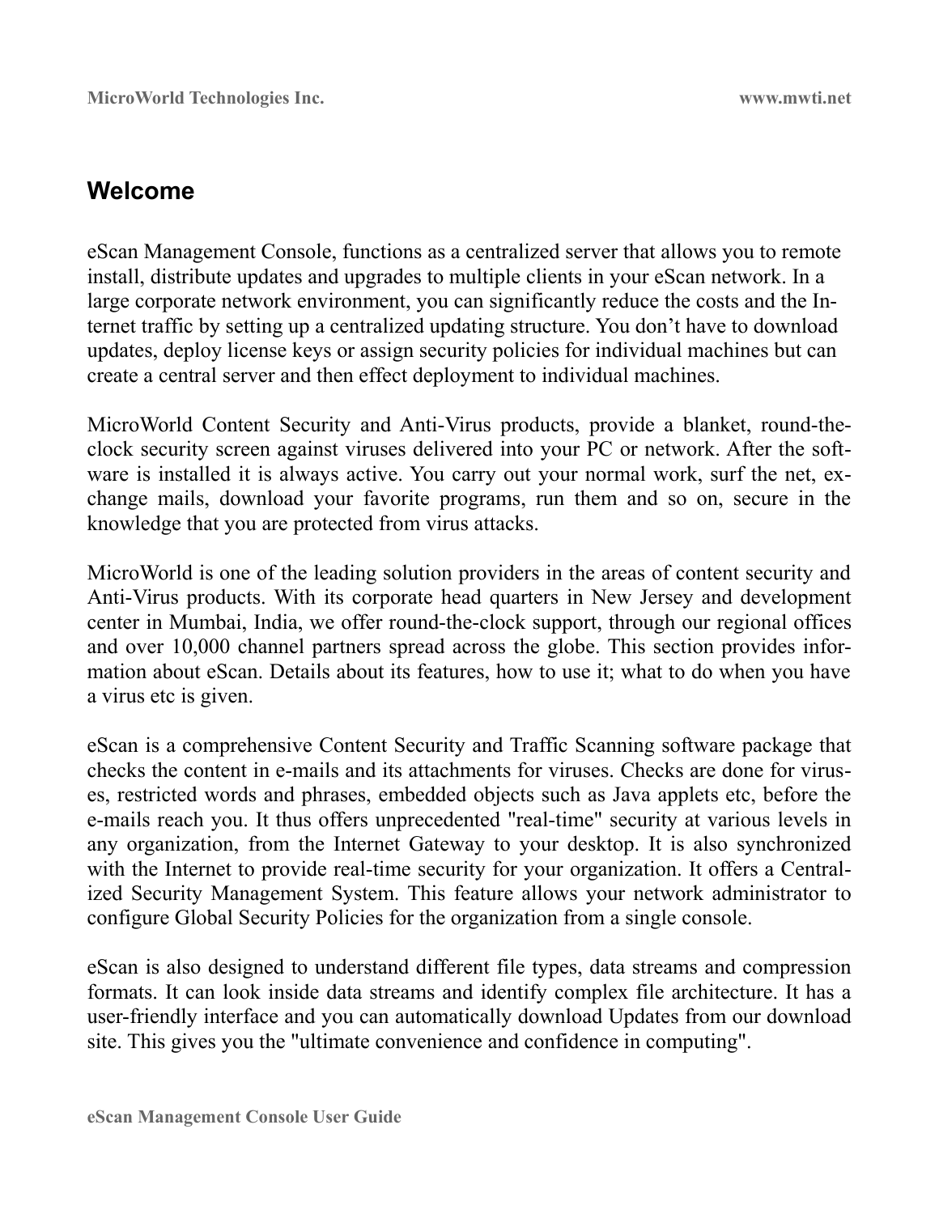## Welcome

eScan Management Console, functions as a centralized server that allows you to remote install, distribute updates and upgrades to multiple clients in your eScan network. In a large corporate network environment, you can significantly reduce the costs and the Internet traffic by setting up a centralized updating structure. You don't have to download updates, deploy license keys or assign security policies for individual machines but can create a central server and then effect deployment to individual machines.

MicroWorld Content Security and Anti-Virus products, provide a blanket, round-the-clock security screen against viruses delivered into your PC or network. After the software is installed it is always active. You carry out your normal work, surf the net, exchange mails, download your favorite programs, run them and so on, secure in the knowledge that you are protected from virus attacks.

MicroWorld is one of the leading solution providers in the areas of content security and Anti-Virus products. With its corporate head quarters in New Jersey and development center in Mumbai, India, we offer round-the-clock support, through our regional offices and over 10,000 channel partners spread across the globe. This section provides information about eScan. Details about its features, how to use it; what to do when you have a virus etc is given.

eScan is a comprehensive Content Security and Traffic Scanning software package that checks the content in e-mails and its attachments for viruses. Checks are done for viruses, restricted words and phrases, embedded objects such as Java applets etc, before the e-mails reach you. It thus offers unprecedented "real-time" security at various levels in any organization, from the Internet Gateway to your desktop. It is also synchronized with the Internet to provide real-time security for your organization. It offers a Centralized Security Management System. This feature allows your network administrator to configure Global Security Policies for the organization from a single console.

eScan is also designed to understand different file types, data streams and compression formats. It can look inside data streams and identify complex file architecture. It has a user-friendly interface and you can automatically download Updates from our download site. This gives you the "ultimate convenience and confidence in computing".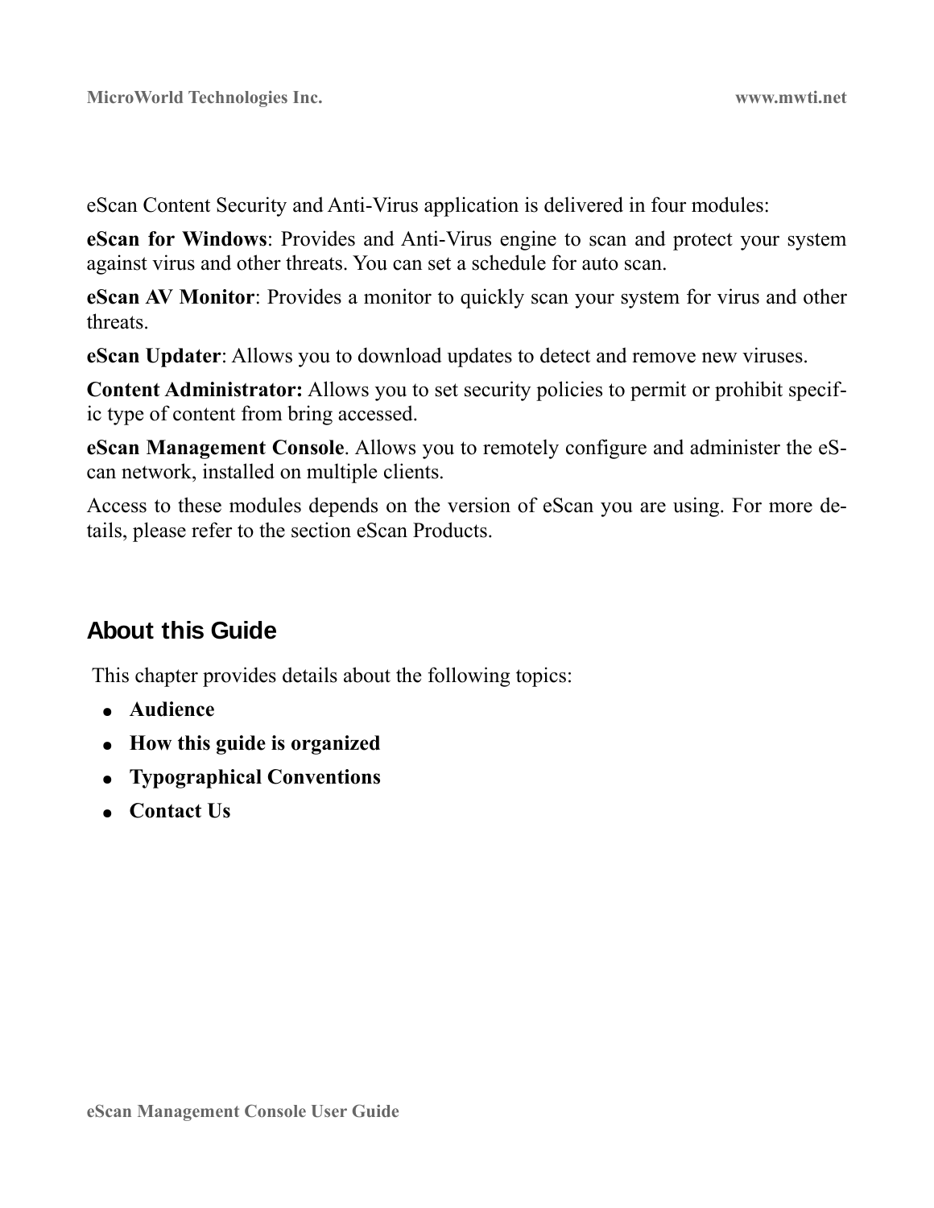eScan Content Security and Anti-Virus application is delivered in four modules:

**eScan for Windows**: Provides and Anti-Virus engine to scan and protect your system against virus and other threats. You can set a schedule for auto scan.

**eScan AV Monitor**: Provides a monitor to quickly scan your system for virus and other threats.

**eScan Updater**: Allows you to download updates to detect and remove new viruses.

**Content Administrator:** Allows you to set security policies to permit or prohibit specific type of content from bring accessed.

**eScan Management Console**. Allows you to remotely configure and administer the eScan network, installed on multiple clients.

Access to these modules depends on the version of eScan you are using. For more details, please refer to the section eScan Products.

## About this Guide

This chapter provides details about the following topics:

- **Audience**
- **How this guide is organized**
- **Typographical Conventions**
- **Contact Us**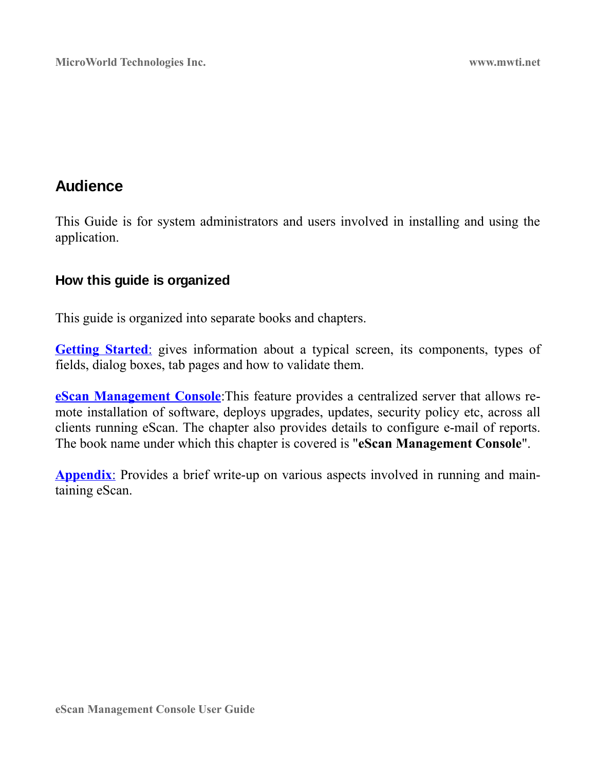## Audience

This Guide is for system administrators and users involved in installing and using the application.

### How this guide is organized

This guide is organized into separate books and chapters.

**Getting Started**: gives information about a typical screen, its components, types of fields, dialog boxes, tab pages and how to validate them.

**eScan Management Console**:This feature provides a centralized server that allows remote installation of software, deploys upgrades, updates, security policy etc, across all clients running eScan. The chapter also provides details to configure e-mail of reports. The book name under which this chapter is covered is "**eScan Management Console**".

**Appendix**: Provides a brief write-up on various aspects involved in running and maintaining eScan.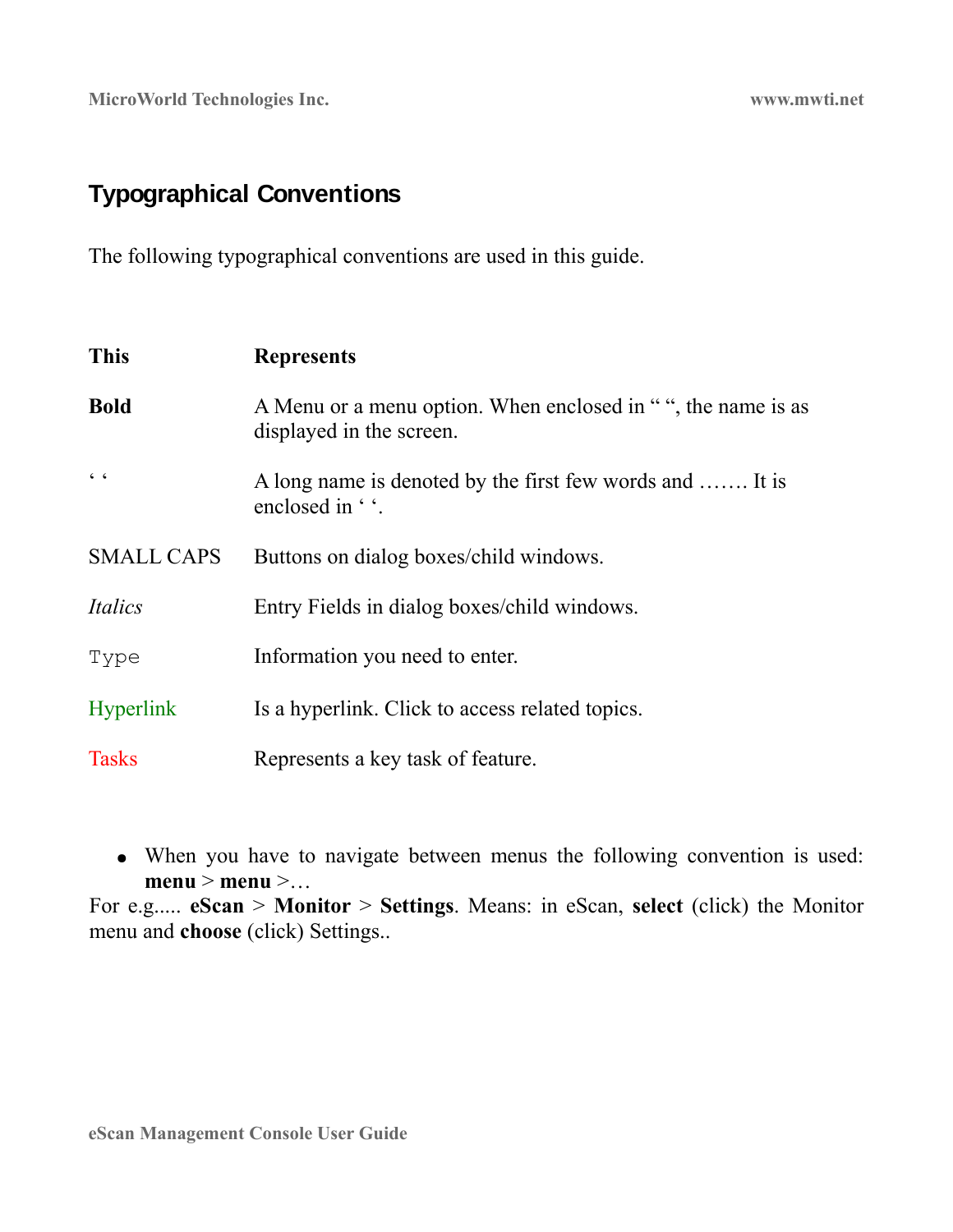## Typographical Conventions

The following typographical conventions are used in this guide.

| This | Represents |
|---|---|
| **Bold** | A Menu or a menu option. When enclosed in " ", the name is as displayed in the screen. |
| ' ' | A long name is denoted by the first few words and ……. It is enclosed in ' '. |
| SMALL CAPS | Buttons on dialog boxes/child windows. |
| *Italics* | Entry Fields in dialog boxes/child windows. |
| `Type` | Information you need to enter. |
| Hyperlink | Is a hyperlink. Click to access related topics. |
| Tasks | Represents a key task of feature. |

- When you have to navigate between menus the following convention is used: **menu** > **menu** >…

For e.g..... **eScan** > **Monitor** > **Settings**. Means: in eScan, **select** (click) the Monitor menu and **choose** (click) Settings..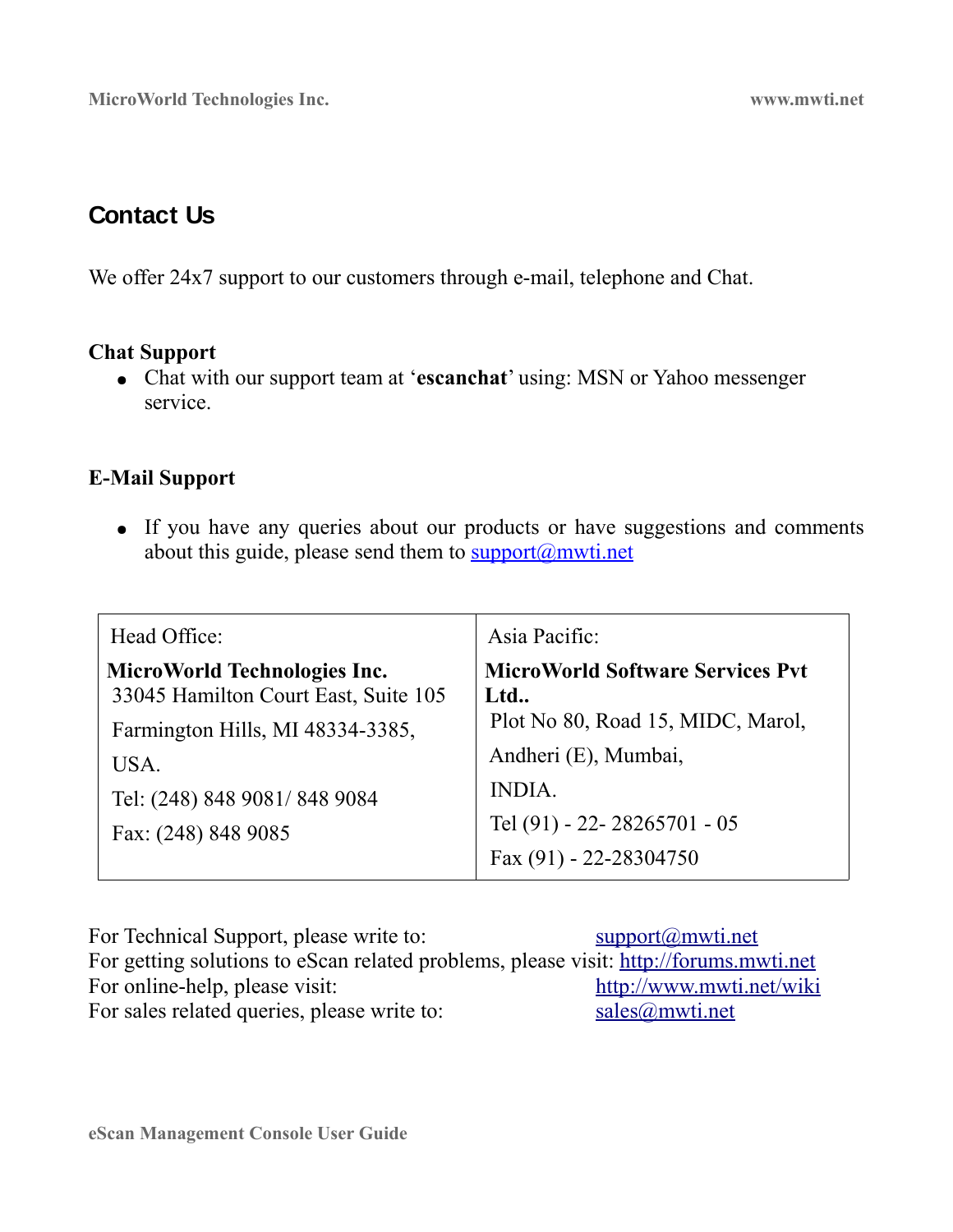## Contact Us

We offer 24x7 support to our customers through e-mail, telephone and Chat.

**Chat Support**

- Chat with our support team at '**escanchat**' using: MSN or Yahoo messenger service.

**E-Mail Support**

- If you have any queries about our products or have suggestions and comments about this guide, please send them to support@mwti.net

| Head Office: | Asia Pacific: |
|---|---|
| **MicroWorld Technologies Inc.**<br>33045 Hamilton Court East, Suite 105<br>Farmington Hills, MI 48334-3385,<br>USA.<br>Tel: (248) 848 9081/ 848 9084<br>Fax: (248) 848 9085 | **MicroWorld Software Services Pvt Ltd..**<br>Plot No 80, Road 15, MIDC, Marol,<br>Andheri (E), Mumbai,<br>INDIA.<br>Tel (91) - 22- 28265701 - 05<br>Fax (91) - 22-28304750 |

For Technical Support, please write to: support@mwti.net
For getting solutions to eScan related problems, please visit: http://forums.mwti.net
For online-help, please visit: http://www.mwti.net/wiki
For sales related queries, please write to: sales@mwti.net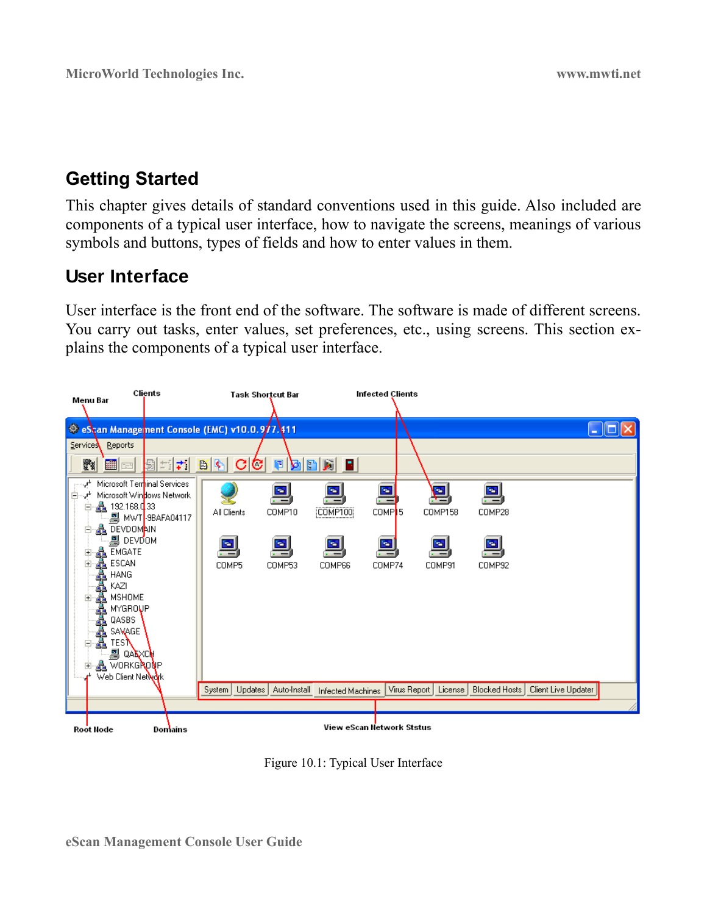## Getting Started

This chapter gives details of standard conventions used in this guide. Also included are components of a typical user interface, how to navigate the screens, meanings of various symbols and buttons, types of fields and how to enter values in them.

## User Interface

User interface is the front end of the software. The software is made of different screens. You carry out tasks, enter values, set preferences, etc., using screens. This section explains the components of a typical user interface.

Figure 10.1: Typical User Interface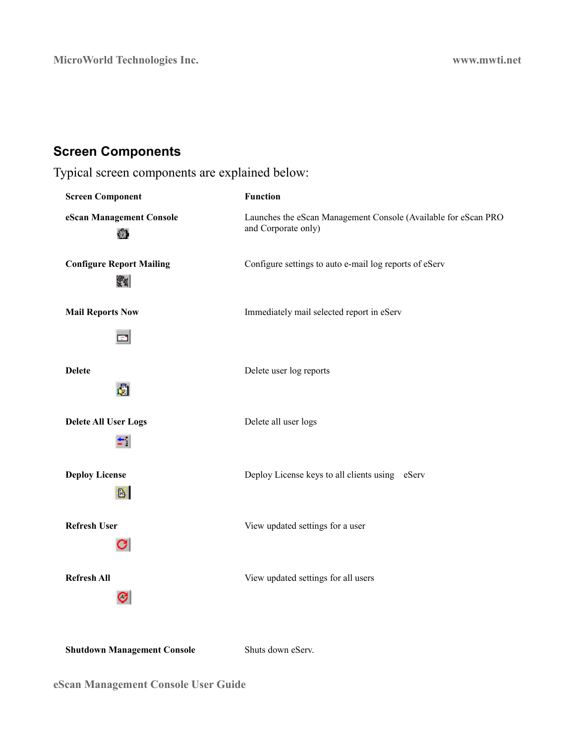## Screen Components

Typical screen components are explained below:

| Screen Component | Function |
|---|---|
| **eScan Management Console** | Launches the eScan Management Console (Available for eScan PRO and Corporate only) |
| **Configure Report Mailing** | Configure settings to auto e-mail log reports of eServ |
| **Mail Reports Now** | Immediately mail selected report in eServ |
| **Delete** | Delete user log reports |
| **Delete All User Logs** | Delete all user logs |
| **Deploy License** | Deploy License keys to all clients using eServ |
| **Refresh User** | View updated settings for a user |
| **Refresh All** | View updated settings for all users |
| **Shutdown Management Console** | Shuts down eServ. |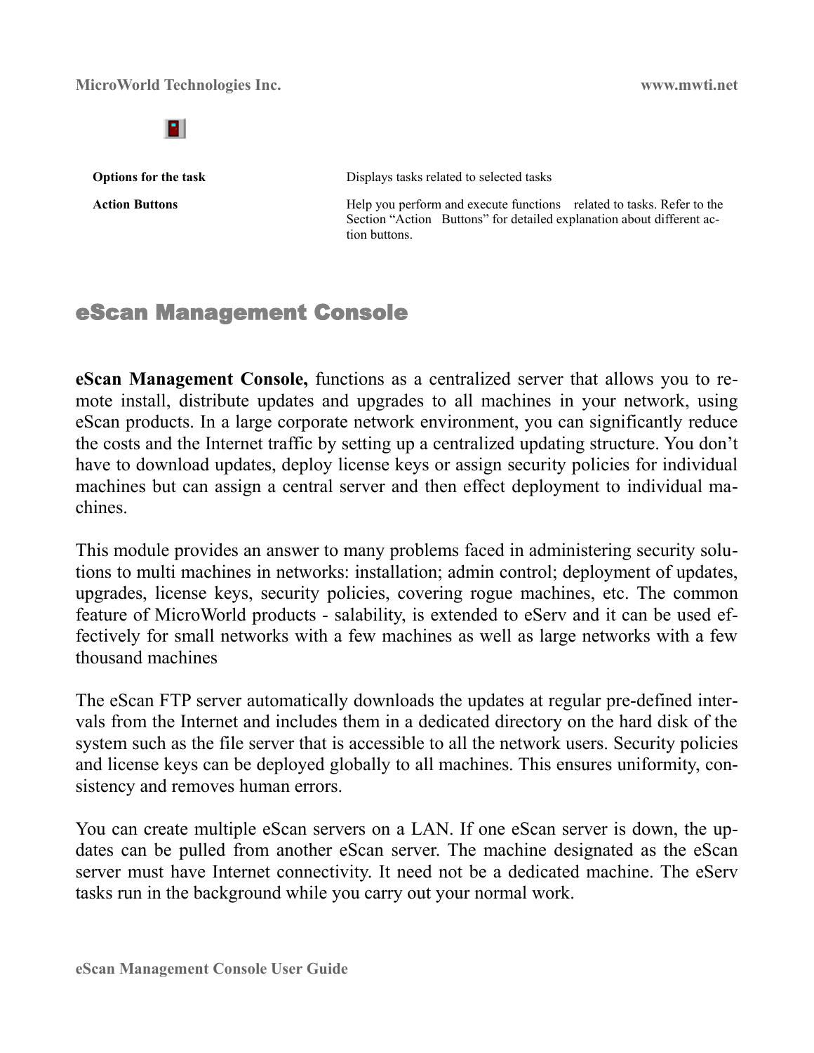| | |
|---|---|
| **Options for the task** | Displays tasks related to selected tasks |
| **Action Buttons** | Help you perform and execute functions related to tasks. Refer to the Section "Action Buttons" for detailed explanation about different action buttons. |

## eScan Management Console

**eScan Management Console,** functions as a centralized server that allows you to remote install, distribute updates and upgrades to all machines in your network, using eScan products. In a large corporate network environment, you can significantly reduce the costs and the Internet traffic by setting up a centralized updating structure. You don't have to download updates, deploy license keys or assign security policies for individual machines but can assign a central server and then effect deployment to individual machines.

This module provides an answer to many problems faced in administering security solutions to multi machines in networks: installation; admin control; deployment of updates, upgrades, license keys, security policies, covering rogue machines, etc. The common feature of MicroWorld products - salability, is extended to eServ and it can be used effectively for small networks with a few machines as well as large networks with a few thousand machines

The eScan FTP server automatically downloads the updates at regular pre-defined intervals from the Internet and includes them in a dedicated directory on the hard disk of the system such as the file server that is accessible to all the network users. Security policies and license keys can be deployed globally to all machines. This ensures uniformity, consistency and removes human errors.

You can create multiple eScan servers on a LAN. If one eScan server is down, the updates can be pulled from another eScan server. The machine designated as the eScan server must have Internet connectivity. It need not be a dedicated machine. The eServ tasks run in the background while you carry out your normal work.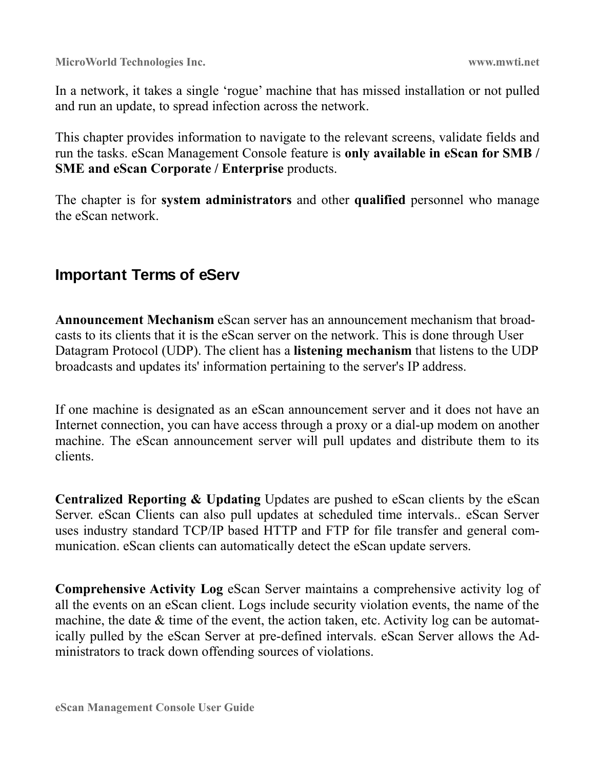In a network, it takes a single 'rogue' machine that has missed installation or not pulled and run an update, to spread infection across the network.

This chapter provides information to navigate to the relevant screens, validate fields and run the tasks. eScan Management Console feature is **only available in eScan for SMB / SME and eScan Corporate / Enterprise** products.

The chapter is for **system administrators** and other **qualified** personnel who manage the eScan network.

## Important Terms of eServ

**Announcement Mechanism** eScan server has an announcement mechanism that broadcasts to its clients that it is the eScan server on the network. This is done through User Datagram Protocol (UDP). The client has a **listening mechanism** that listens to the UDP broadcasts and updates its' information pertaining to the server's IP address.

If one machine is designated as an eScan announcement server and it does not have an Internet connection, you can have access through a proxy or a dial-up modem on another machine. The eScan announcement server will pull updates and distribute them to its clients.

**Centralized Reporting & Updating** Updates are pushed to eScan clients by the eScan Server. eScan Clients can also pull updates at scheduled time intervals.. eScan Server uses industry standard TCP/IP based HTTP and FTP for file transfer and general communication. eScan clients can automatically detect the eScan update servers.

**Comprehensive Activity Log** eScan Server maintains a comprehensive activity log of all the events on an eScan client. Logs include security violation events, the name of the machine, the date & time of the event, the action taken, etc. Activity log can be automatically pulled by the eScan Server at pre-defined intervals. eScan Server allows the Administrators to track down offending sources of violations.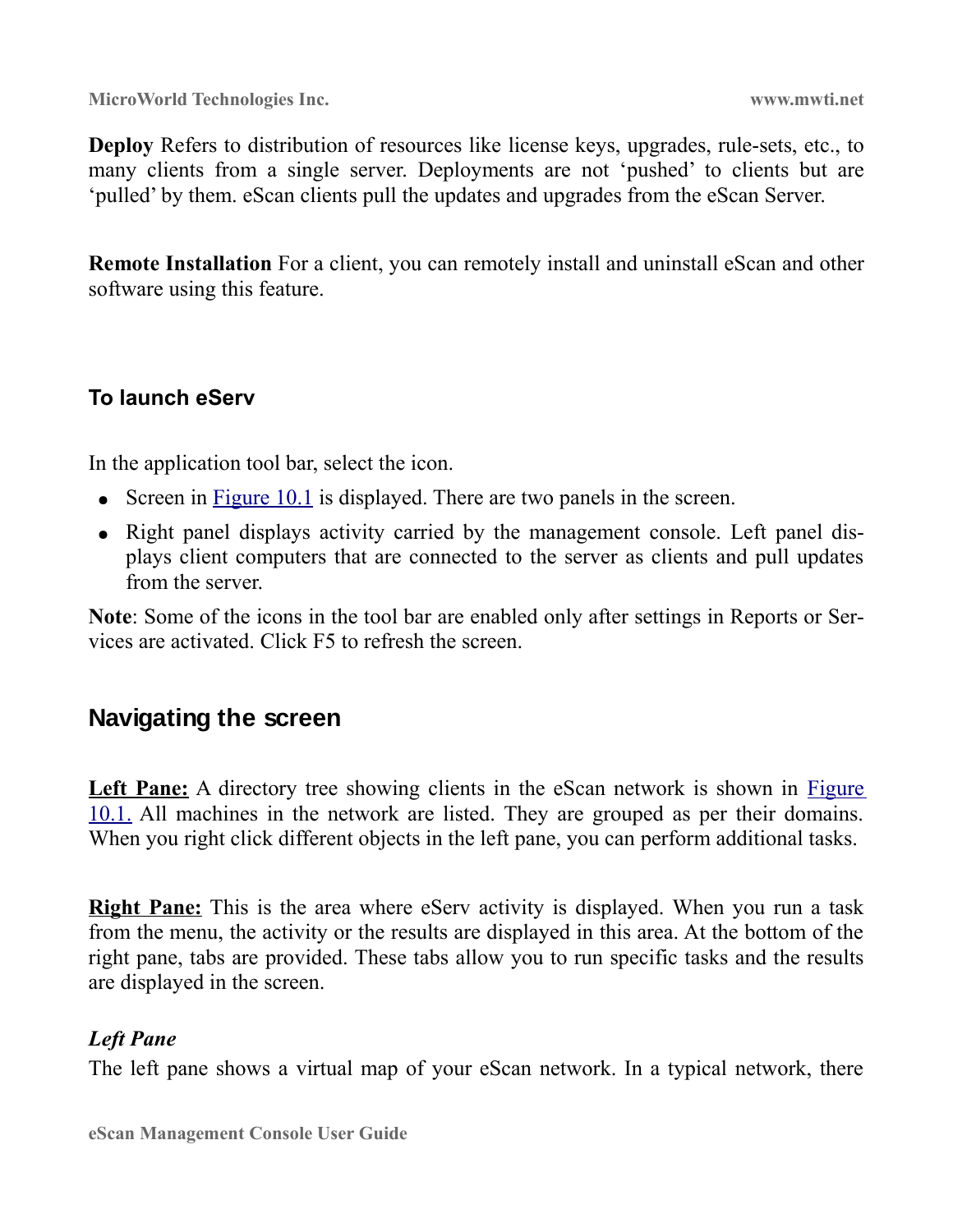**Deploy** Refers to distribution of resources like license keys, upgrades, rule-sets, etc., to many clients from a single server. Deployments are not 'pushed' to clients but are 'pulled' by them. eScan clients pull the updates and upgrades from the eScan Server.

**Remote Installation** For a client, you can remotely install and uninstall eScan and other software using this feature.

### To launch eServ

In the application tool bar, select the icon.

- Screen in Figure 10.1 is displayed. There are two panels in the screen.
- Right panel displays activity carried by the management console. Left panel displays client computers that are connected to the server as clients and pull updates from the server.

**Note**: Some of the icons in the tool bar are enabled only after settings in Reports or Services are activated. Click F5 to refresh the screen.

## Navigating the screen

**Left Pane:** A directory tree showing clients in the eScan network is shown in Figure 10.1. All machines in the network are listed. They are grouped as per their domains. When you right click different objects in the left pane, you can perform additional tasks.

**Right Pane:** This is the area where eServ activity is displayed. When you run a task from the menu, the activity or the results are displayed in this area. At the bottom of the right pane, tabs are provided. These tabs allow you to run specific tasks and the results are displayed in the screen.

***Left Pane***

The left pane shows a virtual map of your eScan network. In a typical network, there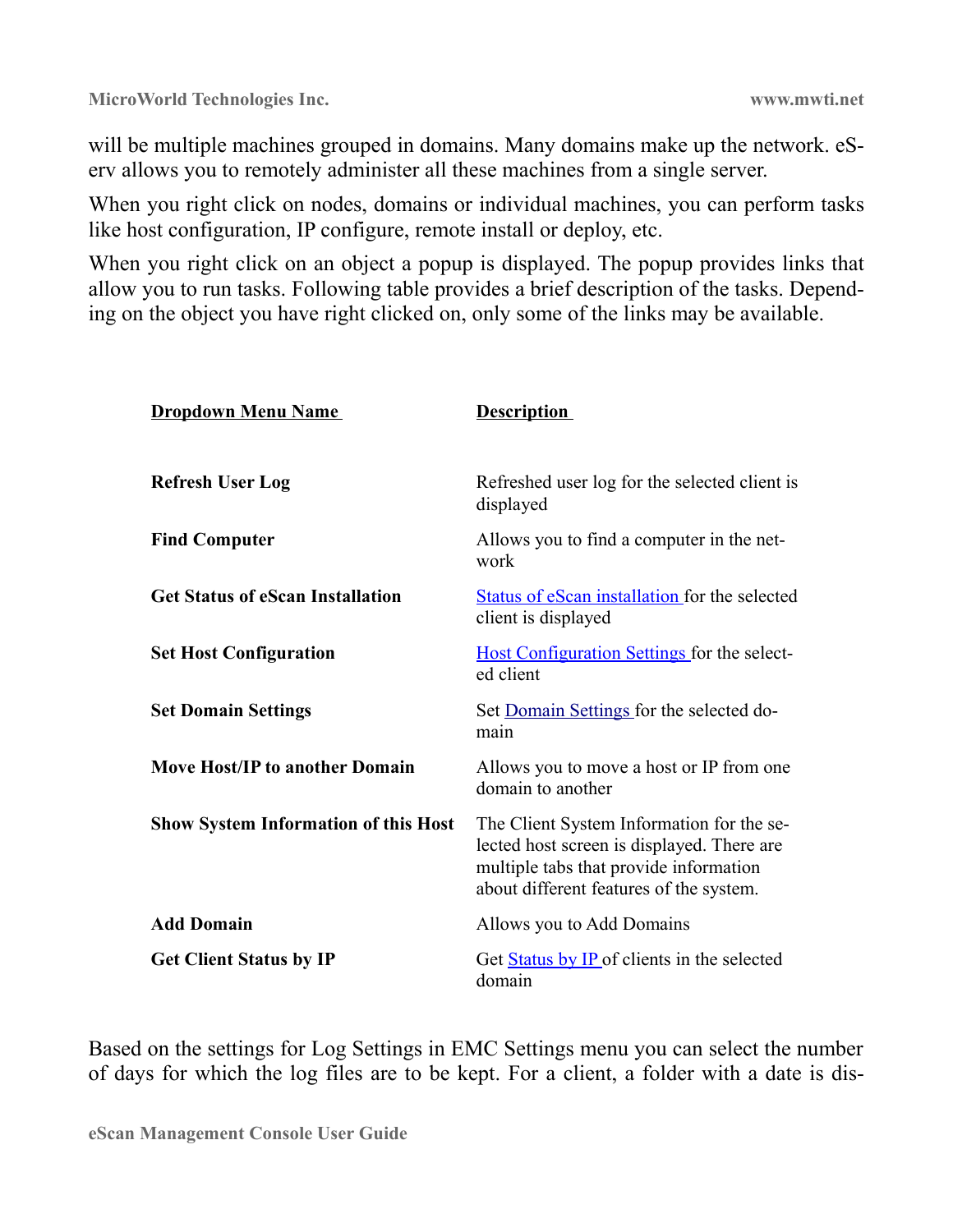will be multiple machines grouped in domains. Many domains make up the network. eServ allows you to remotely administer all these machines from a single server.

When you right click on nodes, domains or individual machines, you can perform tasks like host configuration, IP configure, remote install or deploy, etc.

When you right click on an object a popup is displayed. The popup provides links that allow you to run tasks. Following table provides a brief description of the tasks. Depending on the object you have right clicked on, only some of the links may be available.

| Dropdown Menu Name | Description |
|---|---|
| **Refresh User Log** | Refreshed user log for the selected client is displayed |
| **Find Computer** | Allows you to find a computer in the network |
| **Get Status of eScan Installation** | Status of eScan installation for the selected client is displayed |
| **Set Host Configuration** | Host Configuration Settings for the selected client |
| **Set Domain Settings** | Set Domain Settings for the selected domain |
| **Move Host/IP to another Domain** | Allows you to move a host or IP from one domain to another |
| **Show System Information of this Host** | The Client System Information for the selected host screen is displayed. There are multiple tabs that provide information about different features of the system. |
| **Add Domain** | Allows you to Add Domains |
| **Get Client Status by IP** | Get Status by IP of clients in the selected domain |

Based on the settings for Log Settings in EMC Settings menu you can select the number of days for which the log files are to be kept. For a client, a folder with a date is dis-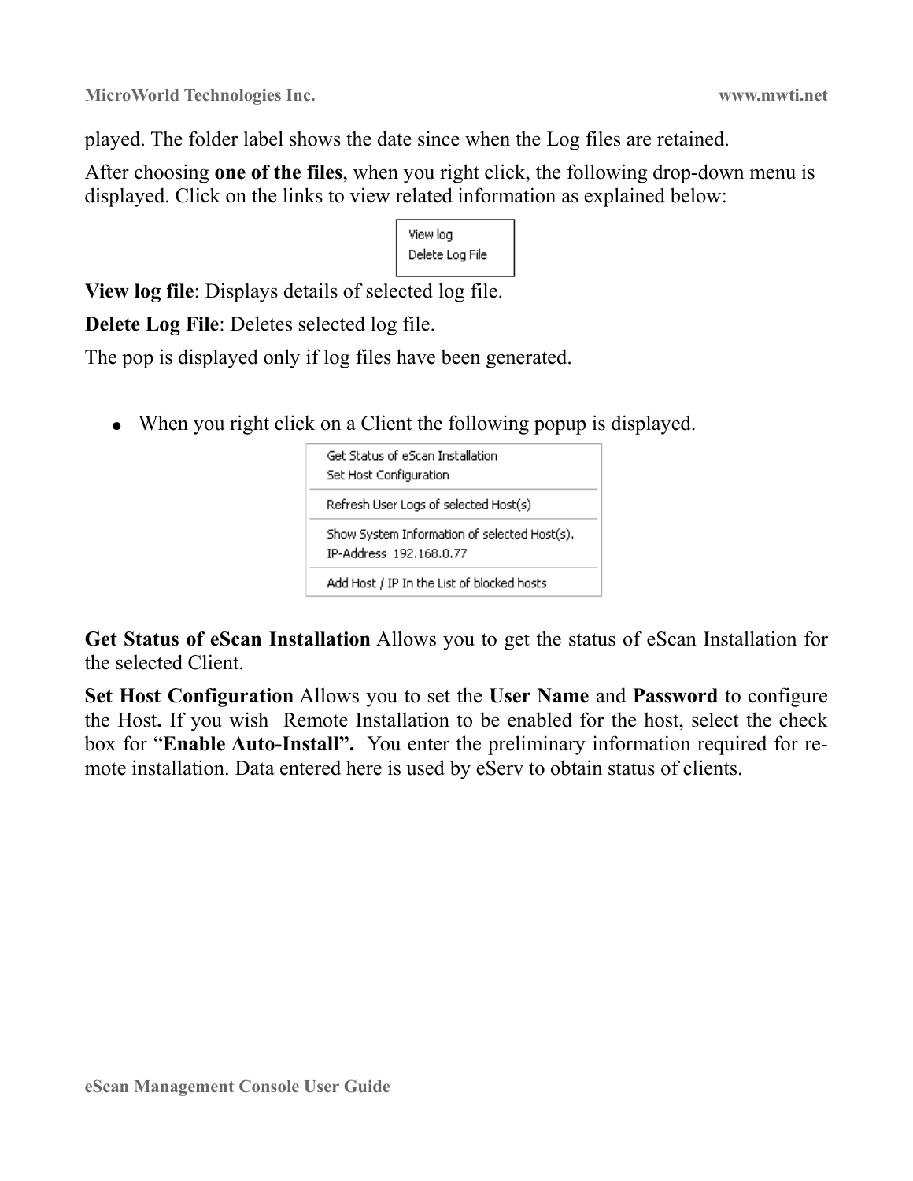played. The folder label shows the date since when the Log files are retained.

After choosing **one of the files**, when you right click, the following drop-down menu is displayed. Click on the links to view related information as explained below:

View log
Delete Log File

**View log file**: Displays details of selected log file.

**Delete Log File**: Deletes selected log file.

The pop is displayed only if log files have been generated.

- When you right click on a Client the following popup is displayed.

Get Status of eScan Installation
Set Host Configuration
Refresh User Logs of selected Host(s)
Show System Information of selected Host(s).
IP-Address 192.168.0.77
Add Host / IP In the List of blocked hosts

**Get Status of eScan Installation** Allows you to get the status of eScan Installation for the selected Client.

**Set Host Configuration** Allows you to set the **User Name** and **Password** to configure the Host**.** If you wish Remote Installation to be enabled for the host, select the check box for "**Enable Auto-Install".** You enter the preliminary information required for remote installation. Data entered here is used by eServ to obtain status of clients.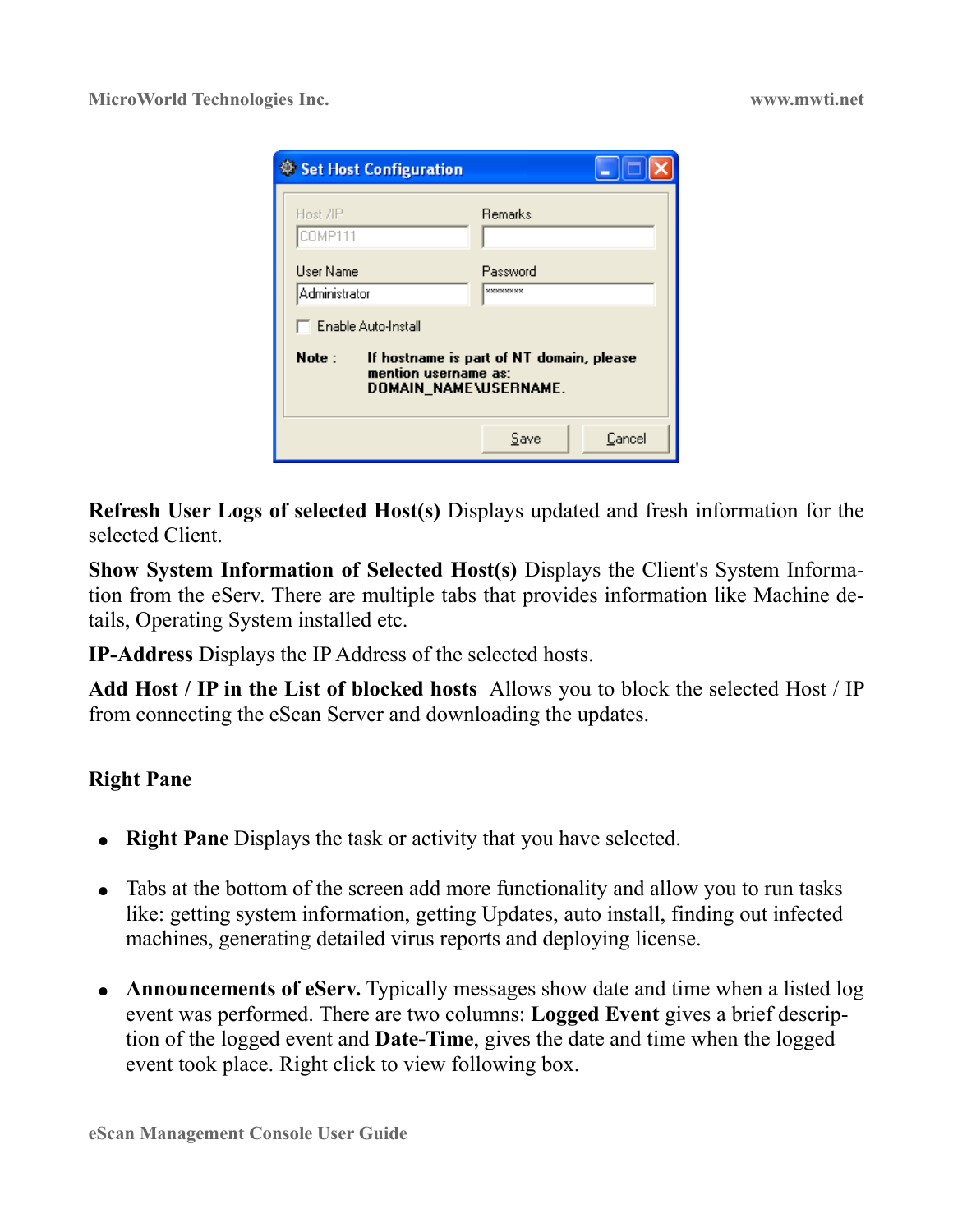**Refresh User Logs of selected Host(s)** Displays updated and fresh information for the selected Client.

**Show System Information of Selected Host(s)** Displays the Client's System Information from the eServ. There are multiple tabs that provides information like Machine details, Operating System installed etc.

**IP-Address** Displays the IP Address of the selected hosts.

**Add Host / IP in the List of blocked hosts** Allows you to block the selected Host / IP from connecting the eScan Server and downloading the updates.

### Right Pane

- **Right Pane** Displays the task or activity that you have selected.
- Tabs at the bottom of the screen add more functionality and allow you to run tasks like: getting system information, getting Updates, auto install, finding out infected machines, generating detailed virus reports and deploying license.
- **Announcements of eServ.** Typically messages show date and time when a listed log event was performed. There are two columns: **Logged Event** gives a brief description of the logged event and **Date-Time**, gives the date and time when the logged event took place. Right click to view following box.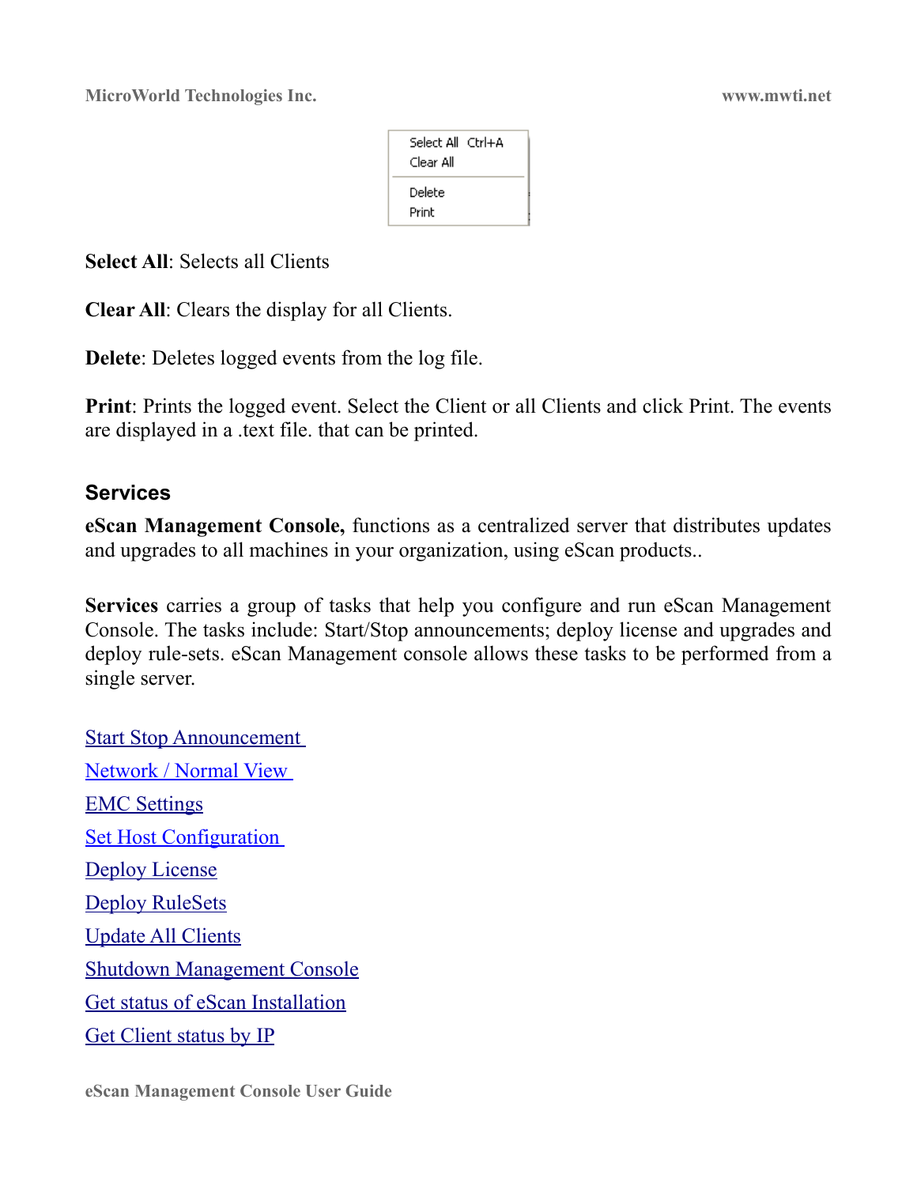Select All Ctrl+A
Clear All
Delete
Print

**Select All**: Selects all Clients

**Clear All**: Clears the display for all Clients.

**Delete**: Deletes logged events from the log file.

**Print**: Prints the logged event. Select the Client or all Clients and click Print. The events are displayed in a .text file. that can be printed.

## Services

**eScan Management Console,** functions as a centralized server that distributes updates and upgrades to all machines in your organization, using eScan products..

**Services** carries a group of tasks that help you configure and run eScan Management Console. The tasks include: Start/Stop announcements; deploy license and upgrades and deploy rule-sets. eScan Management console allows these tasks to be performed from a single server.

Start Stop Announcement

Network / Normal View

EMC Settings

Set Host Configuration

Deploy License

Deploy RuleSets

Update All Clients

Shutdown Management Console

Get status of eScan Installation

Get Client status by IP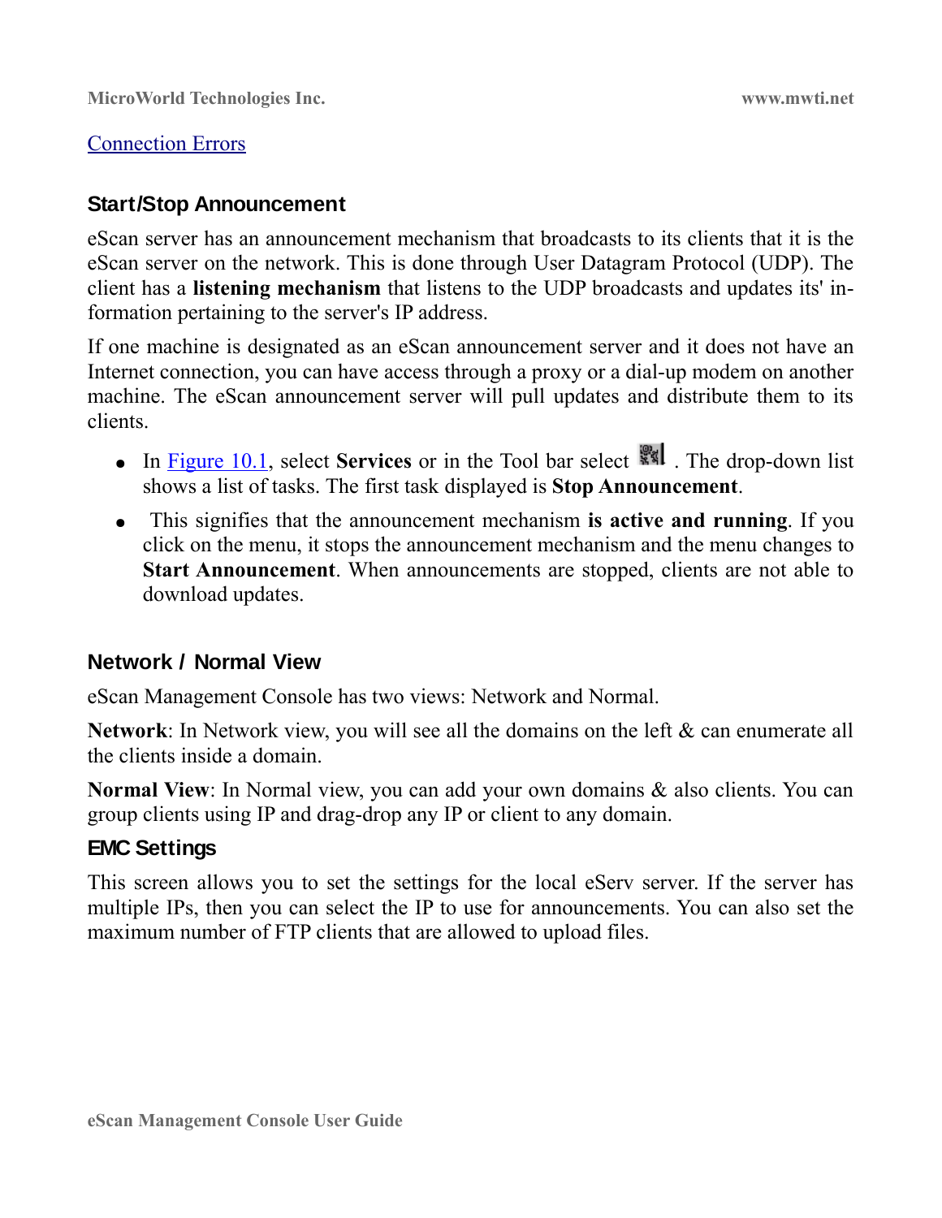Connection Errors

### Start/Stop Announcement

eScan server has an announcement mechanism that broadcasts to its clients that it is the eScan server on the network. This is done through User Datagram Protocol (UDP). The client has a **listening mechanism** that listens to the UDP broadcasts and updates its' information pertaining to the server's IP address.

If one machine is designated as an eScan announcement server and it does not have an Internet connection, you can have access through a proxy or a dial-up modem on another machine. The eScan announcement server will pull updates and distribute them to its clients.

- In Figure 10.1, select **Services** or in the Tool bar select . The drop-down list shows a list of tasks. The first task displayed is **Stop Announcement**.
- This signifies that the announcement mechanism **is active and running**. If you click on the menu, it stops the announcement mechanism and the menu changes to **Start Announcement**. When announcements are stopped, clients are not able to download updates.

### Network / Normal View

eScan Management Console has two views: Network and Normal.

**Network**: In Network view, you will see all the domains on the left & can enumerate all the clients inside a domain.

**Normal View**: In Normal view, you can add your own domains & also clients. You can group clients using IP and drag-drop any IP or client to any domain.

### EMC Settings

This screen allows you to set the settings for the local eServ server. If the server has multiple IPs, then you can select the IP to use for announcements. You can also set the maximum number of FTP clients that are allowed to upload files.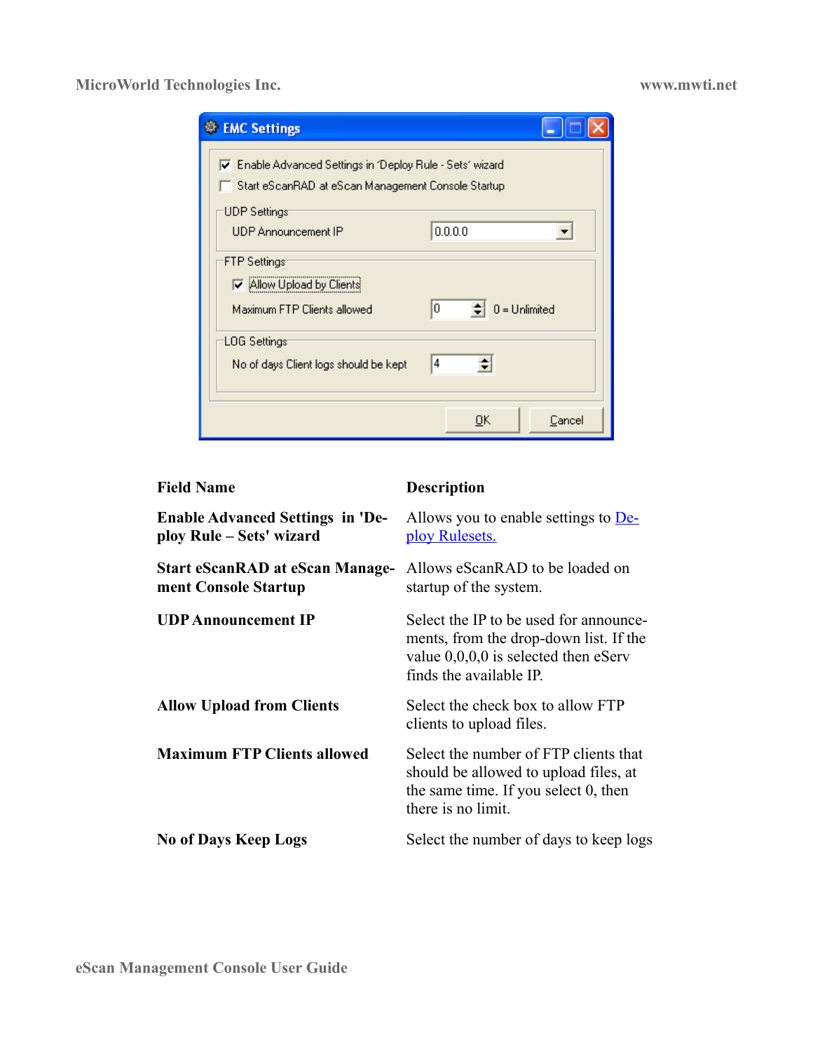| Field Name | Description |
| --- | --- |
| **Enable Advanced Settings in 'Deploy Rule – Sets' wizard** | Allows you to enable settings to Deploy Rulesets. |
| **Start eScanRAD at eScan Management Console Startup** | Allows eScanRAD to be loaded on startup of the system. |
| **UDP Announcement IP** | Select the IP to be used for announcements, from the drop-down list. If the value 0,0,0,0 is selected then eServ finds the available IP. |
| **Allow Upload from Clients** | Select the check box to allow FTP clients to upload files. |
| **Maximum FTP Clients allowed** | Select the number of FTP clients that should be allowed to upload files, at the same time. If you select 0, then there is no limit. |
| **No of Days Keep Logs** | Select the number of days to keep logs |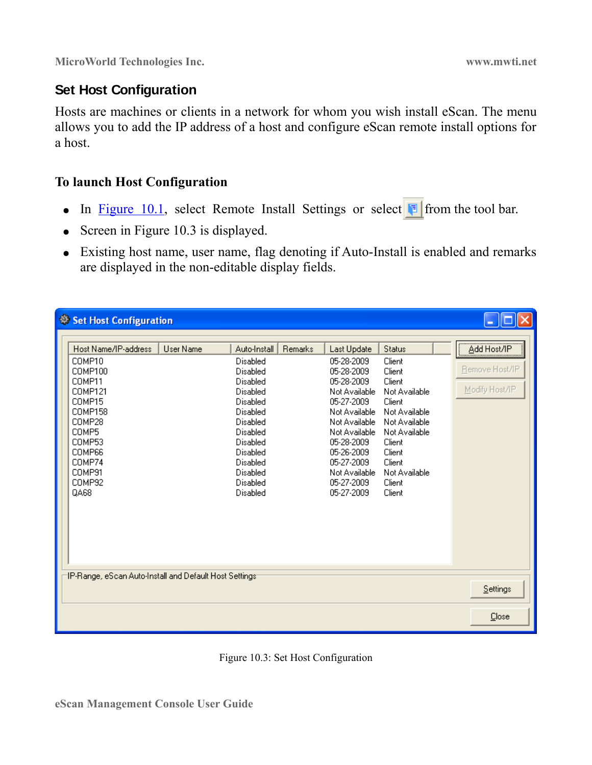## Set Host Configuration

Hosts are machines or clients in a network for whom you wish install eScan. The menu allows you to add the IP address of a host and configure eScan remote install options for a host.

### To launch Host Configuration

- In Figure 10.1, select Remote Install Settings or select from the tool bar.
- Screen in Figure 10.3 is displayed.
- Existing host name, user name, flag denoting if Auto-Install is enabled and remarks are displayed in the non-editable display fields.

| Host Name/IP-address | User Name | Auto-Install | Remarks | Last Update | Status |
|---|---|---|---|---|---|
| COMP10 | | Disabled | | 05-28-2009 | Client |
| COMP100 | | Disabled | | 05-28-2009 | Client |
| COMP11 | | Disabled | | 05-28-2009 | Client |
| COMP121 | | Disabled | | Not Available | Not Available |
| COMP15 | | Disabled | | 05-27-2009 | Client |
| COMP158 | | Disabled | | Not Available | Not Available |
| COMP28 | | Disabled | | Not Available | Not Available |
| COMP5 | | Disabled | | Not Available | Not Available |
| COMP53 | | Disabled | | 05-28-2009 | Client |
| COMP66 | | Disabled | | 05-26-2009 | Client |
| COMP74 | | Disabled | | 05-27-2009 | Client |
| COMP91 | | Disabled | | Not Available | Not Available |
| COMP92 | | Disabled | | 05-27-2009 | Client |
| QA68 | | Disabled | | 05-27-2009 | Client |

Add Host/IP | Remove Host/IP | Modify Host/IP

IP-Range, eScan Auto-Install and Default Host Settings — Settings

Close

Figure 10.3: Set Host Configuration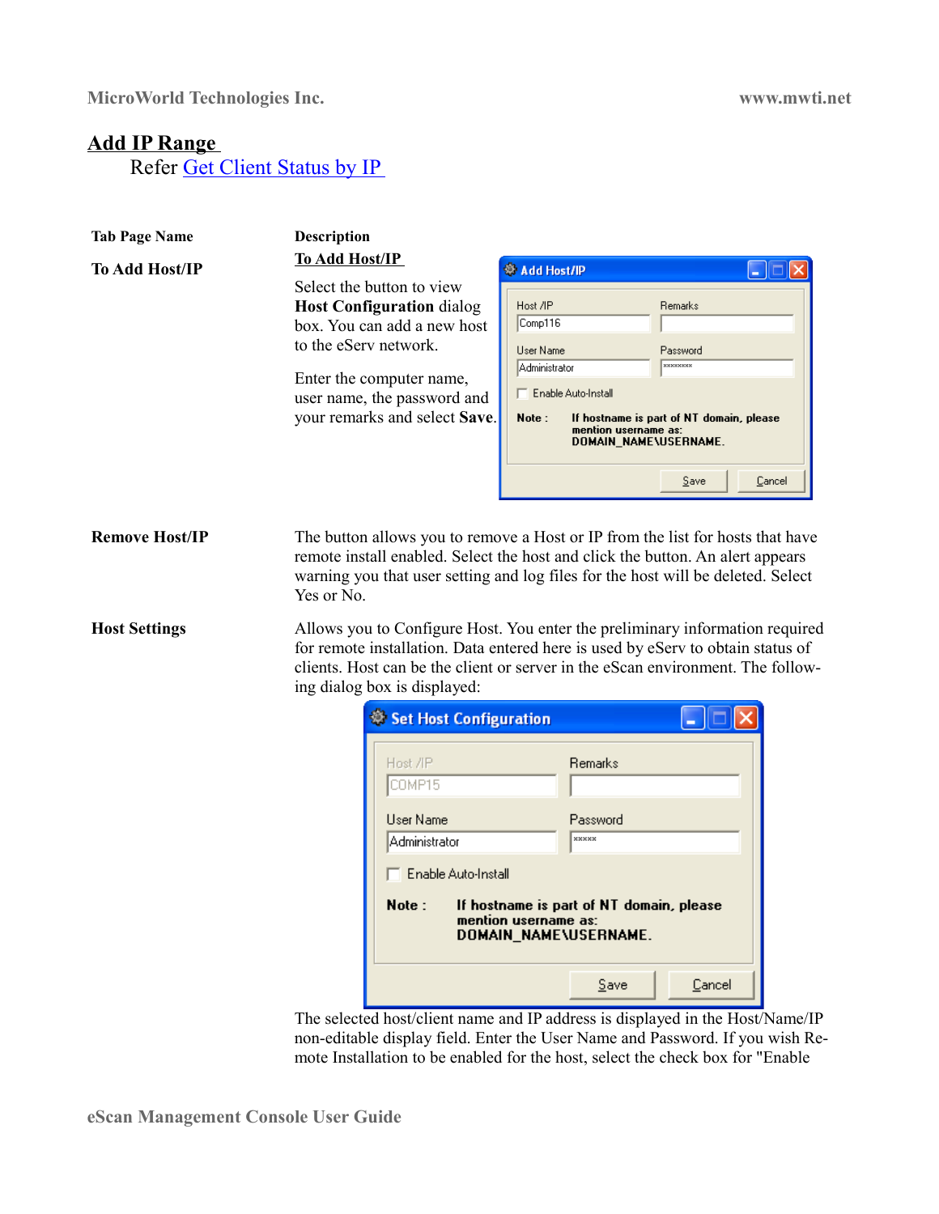## Add IP Range

Refer Get Client Status by IP

| Tab Page Name | Description |
|---|---|
| **To Add Host/IP** | **To Add Host/IP**<br><br>Select the button to view **Host Configuration** dialog box. You can add a new host to the eServ network.<br><br>Enter the computer name, user name, the password and your remarks and select **Save**. |
| **Remove Host/IP** | The button allows you to remove a Host or IP from the list for hosts that have remote install enabled. Select the host and click the button. An alert appears warning you that user setting and log files for the host will be deleted. Select Yes or No. |
| **Host Settings** | Allows you to Configure Host. You enter the preliminary information required for remote installation. Data entered here is used by eServ to obtain status of clients. Host can be the client or server in the eScan environment. The following dialog box is displayed:<br><br>The selected host/client name and IP address is displayed in the Host/Name/IP non-editable display field. Enter the User Name and Password. If you wish Remote Installation to be enabled for the host, select the check box for "Enable |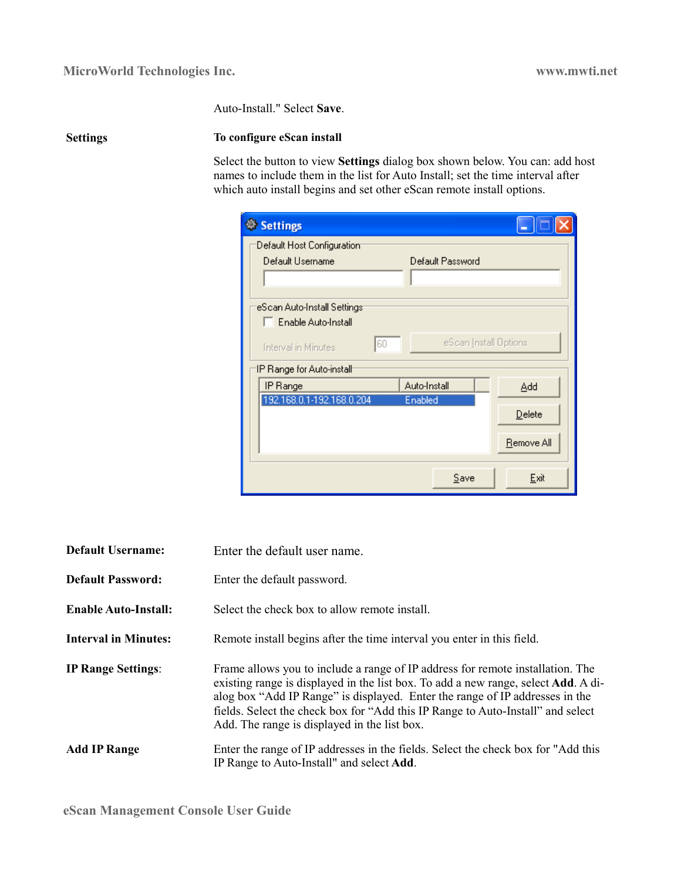Auto-Install." Select **Save**.

**Settings**

**To configure eScan install**

Select the button to view **Settings** dialog box shown below. You can: add host names to include them in the list for Auto Install; set the time interval after which auto install begins and set other eScan remote install options.

**Default Username:** Enter the default user name.

**Default Password:** Enter the default password.

**Enable Auto-Install:** Select the check box to allow remote install.

**Interval in Minutes:** Remote install begins after the time interval you enter in this field.

**IP Range Settings**: Frame allows you to include a range of IP address for remote installation. The existing range is displayed in the list box. To add a new range, select **Add**. A dialog box “Add IP Range” is displayed. Enter the range of IP addresses in the fields. Select the check box for “Add this IP Range to Auto-Install” and select Add. The range is displayed in the list box.

**Add IP Range** Enter the range of IP addresses in the fields. Select the check box for "Add this IP Range to Auto-Install" and select **Add**.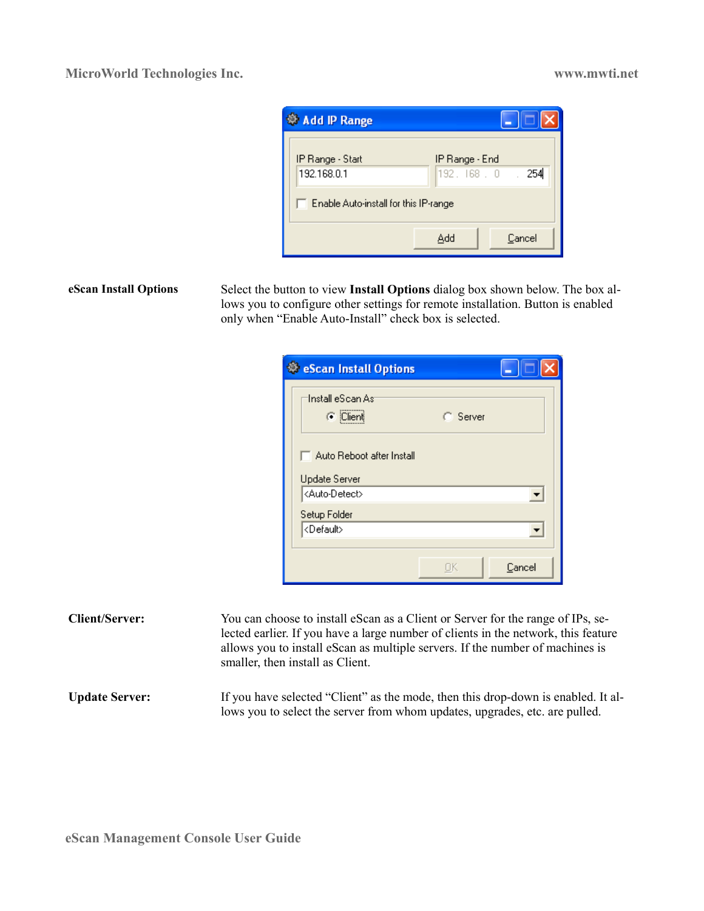**eScan Install Options**

Select the button to view **Install Options** dialog box shown below. The box allows you to configure other settings for remote installation. Button is enabled only when "Enable Auto-Install" check box is selected.

**Client/Server:**

You can choose to install eScan as a Client or Server for the range of IPs, selected earlier. If you have a large number of clients in the network, this feature allows you to install eScan as multiple servers. If the number of machines is smaller, then install as Client.

**Update Server:**

If you have selected "Client" as the mode, then this drop-down is enabled. It allows you to select the server from whom updates, upgrades, etc. are pulled.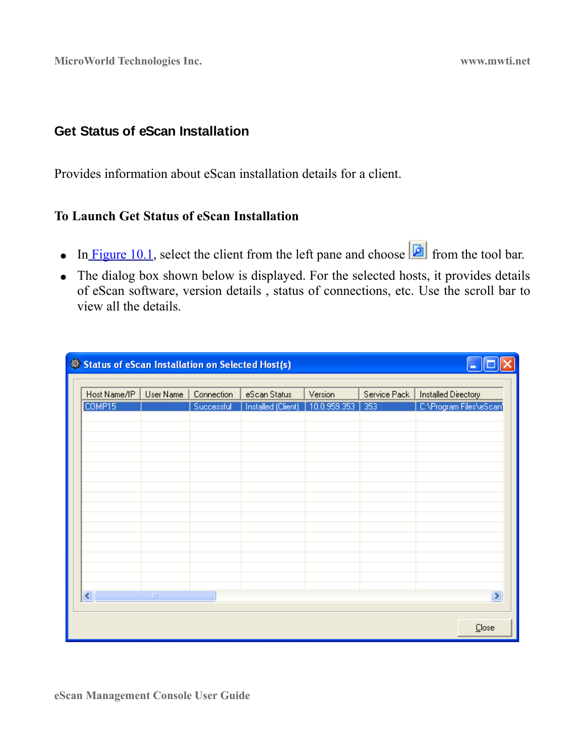## Get Status of eScan Installation

Provides information about eScan installation details for a client.

### To Launch Get Status of eScan Installation

- In Figure 10.1, select the client from the left pane and choose from the tool bar.
- The dialog box shown below is displayed. For the selected hosts, it provides details of eScan software, version details , status of connections, etc. Use the scroll bar to view all the details.

Status of eScan Installation on Selected Host(s)

| Host Name/IP | User Name | Connection | eScan Status | Version | Service Pack | Installed Directory |
|---|---|---|---|---|---|---|
| COMP15 | | Successful | Installed (Client) | 10.0.959.353 | 353 | C:\Program Files\eScan |

Close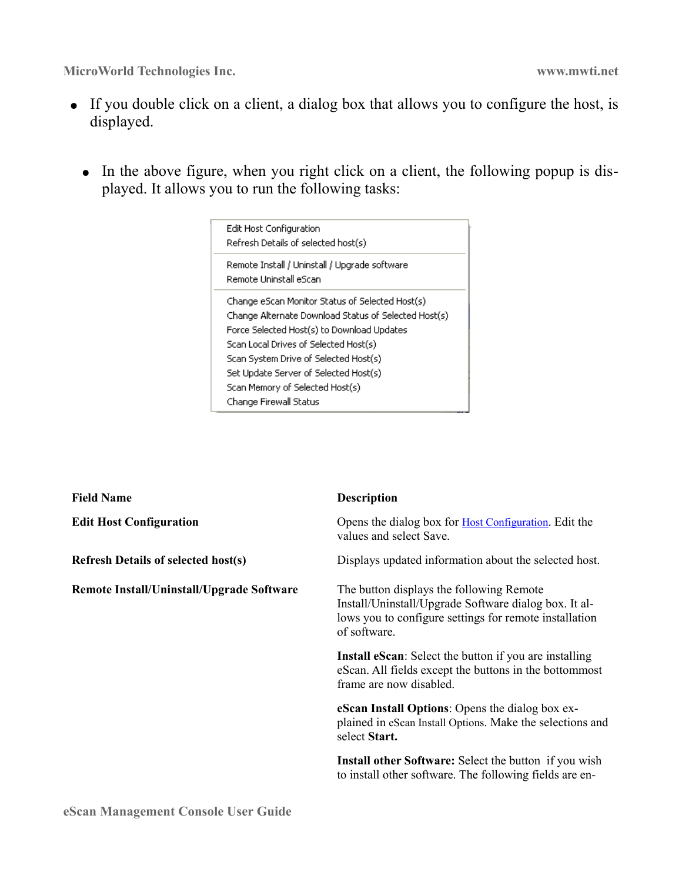- If you double click on a client, a dialog box that allows you to configure the host, is displayed.

- In the above figure, when you right click on a client, the following popup is displayed. It allows you to run the following tasks:

Edit Host Configuration
Refresh Details of selected host(s)

Remote Install / Uninstall / Upgrade software
Remote Uninstall eScan

Change eScan Monitor Status of Selected Host(s)
Change Alternate Download Status of Selected Host(s)
Force Selected Host(s) to Download Updates
Scan Local Drives of Selected Host(s)
Scan System Drive of Selected Host(s)
Set Update Server of Selected Host(s)
Scan Memory of Selected Host(s)
Change Firewall Status

| Field Name | Description |
|---|---|
| **Edit Host Configuration** | Opens the dialog box for Host Configuration. Edit the values and select Save. |
| **Refresh Details of selected host(s)** | Displays updated information about the selected host. |
| **Remote Install/Uninstall/Upgrade Software** | The button displays the following Remote Install/Uninstall/Upgrade Software dialog box. It allows you to configure settings for remote installation of software.<br><br>**Install eScan**: Select the button if you are installing eScan. All fields except the buttons in the bottommost frame are now disabled.<br><br>**eScan Install Options**: Opens the dialog box explained in eScan Install Options. Make the selections and select **Start.**<br><br>**Install other Software:** Select the button if you wish to install other software. The following fields are en- |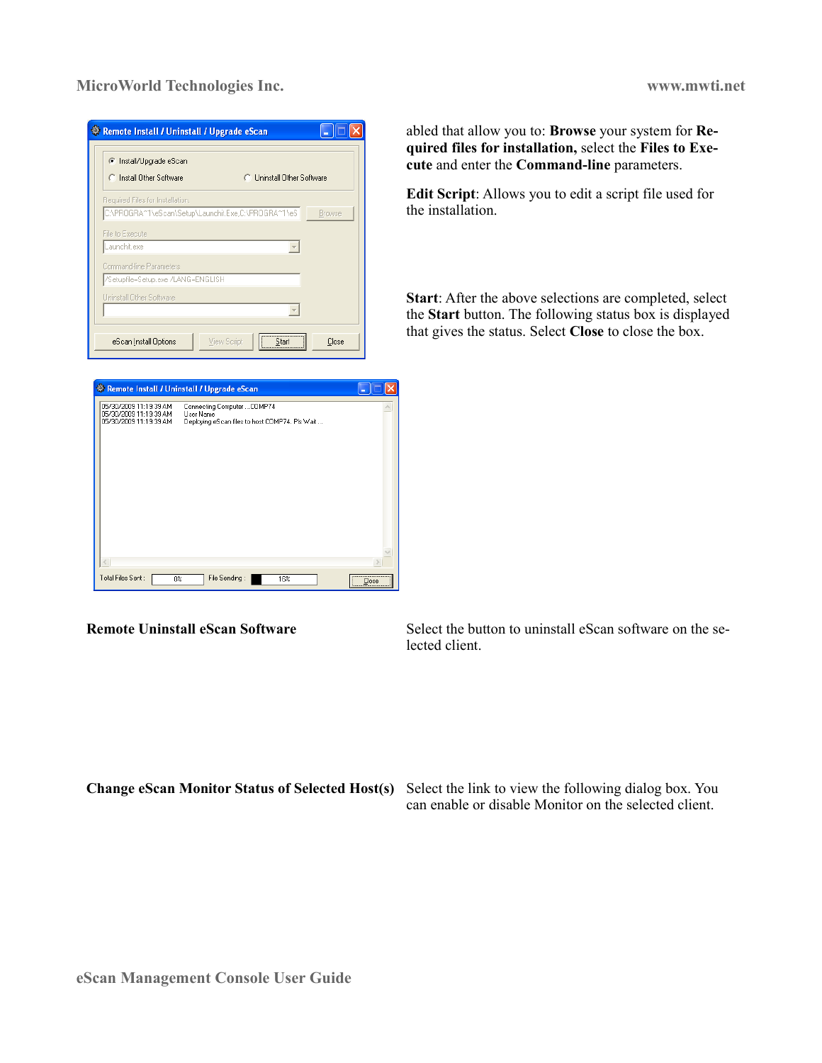abled that allow you to: **Browse** your system for **Required files for installation,** select the **Files to Execute** and enter the **Command-line** parameters.

**Edit Script**: Allows you to edit a script file used for the installation.

**Start**: After the above selections are completed, select the **Start** button. The following status box is displayed that gives the status. Select **Close** to close the box.

**Remote Uninstall eScan Software**

Select the button to uninstall eScan software on the selected client.

**Change eScan Monitor Status of Selected Host(s)**

Select the link to view the following dialog box. You can enable or disable Monitor on the selected client.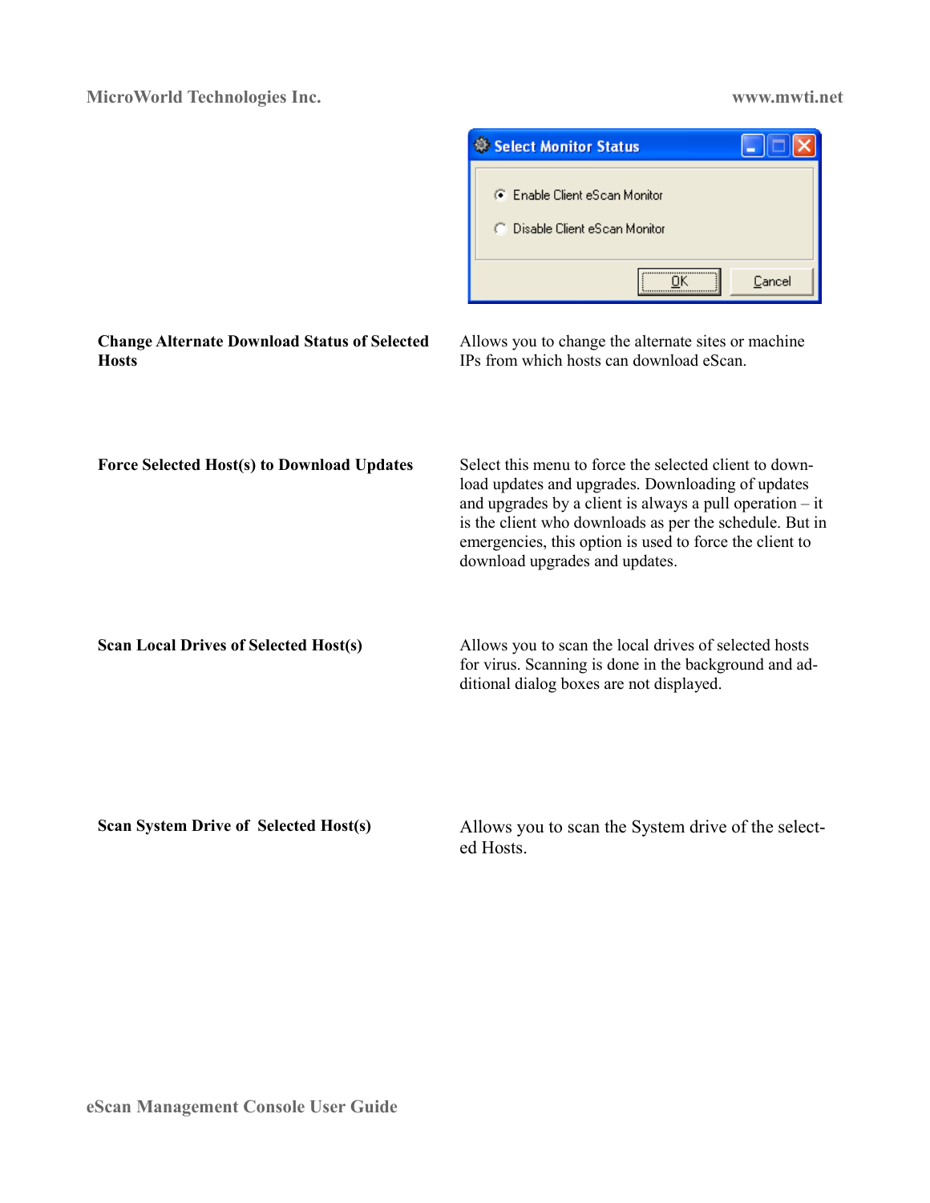| | |
|---|---|
| **Change Alternate Download Status of Selected Hosts** | Allows you to change the alternate sites or machine IPs from which hosts can download eScan. |
| **Force Selected Host(s) to Download Updates** | Select this menu to force the selected client to download updates and upgrades. Downloading of updates and upgrades by a client is always a pull operation – it is the client who downloads as per the schedule. But in emergencies, this option is used to force the client to download upgrades and updates. |
| **Scan Local Drives of Selected Host(s)** | Allows you to scan the local drives of selected hosts for virus. Scanning is done in the background and additional dialog boxes are not displayed. |
| **Scan System Drive of Selected Host(s)** | Allows you to scan the System drive of the selected Hosts. |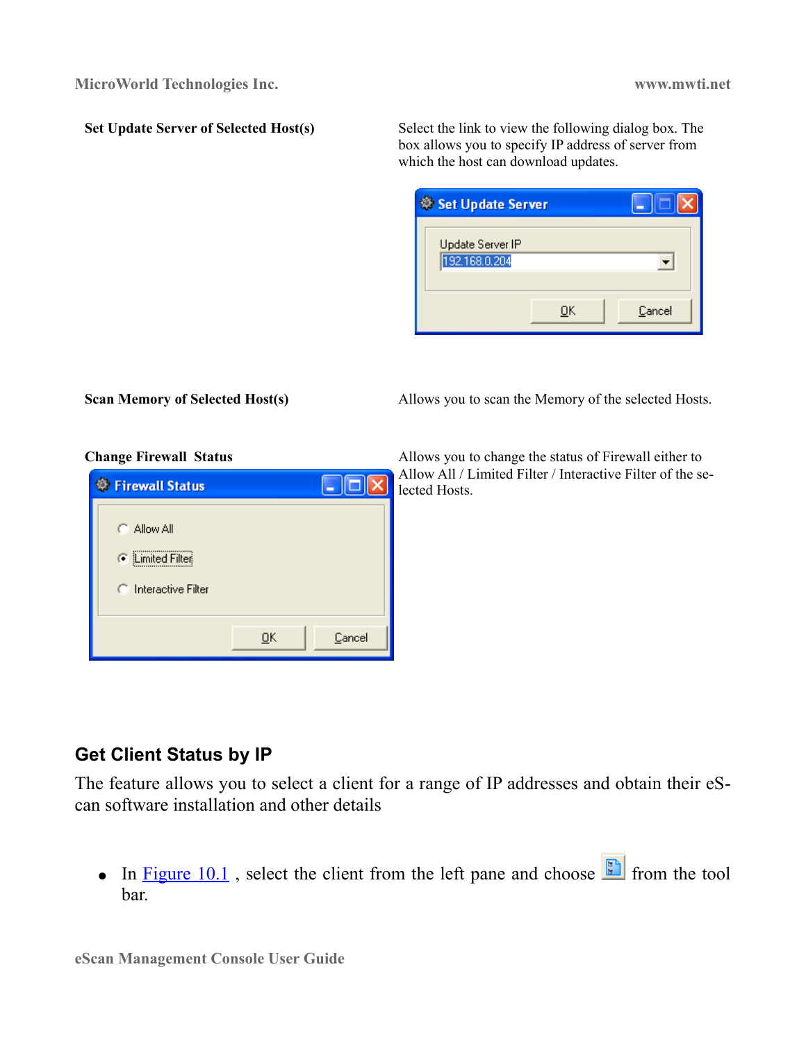**Set Update Server of Selected Host(s)**

Select the link to view the following dialog box. The box allows you to specify IP address of server from which the host can download updates.

**Scan Memory of Selected Host(s)**

Allows you to scan the Memory of the selected Hosts.

**Change Firewall Status**

Allows you to change the status of Firewall either to Allow All / Limited Filter / Interactive Filter of the selected Hosts.

## Get Client Status by IP

The feature allows you to select a client for a range of IP addresses and obtain their eScan software installation and other details

- In Figure 10.1 , select the client from the left pane and choose from the tool bar.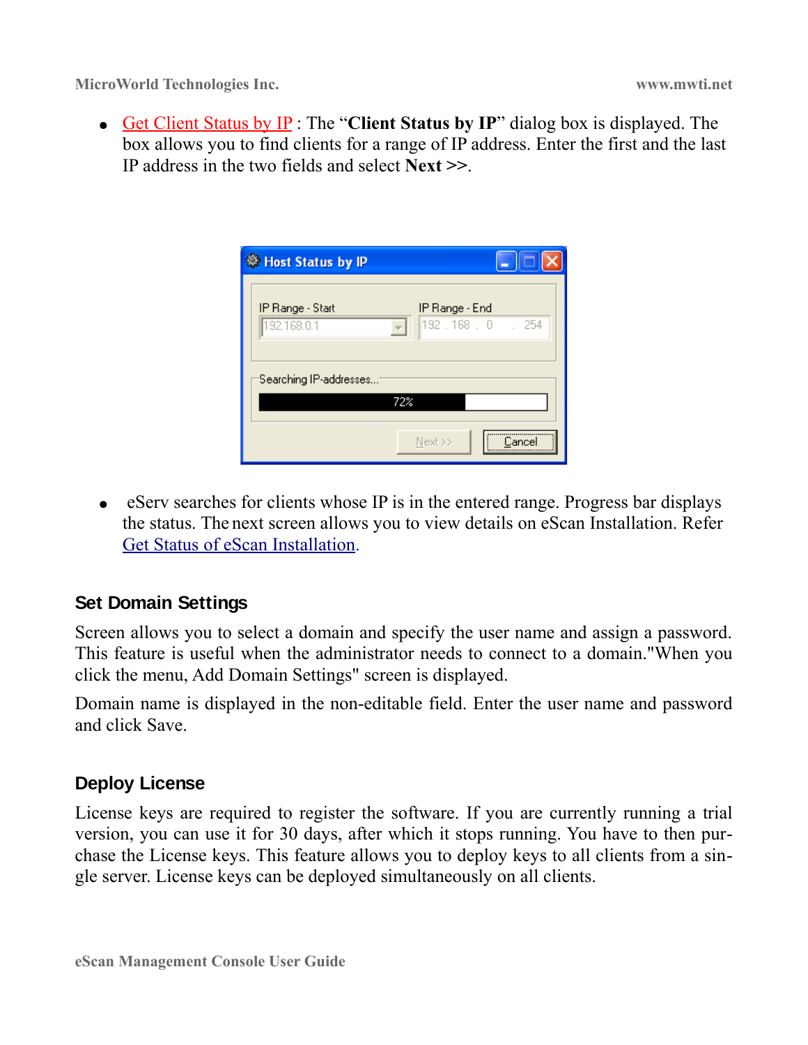- Get Client Status by IP : The "**Client Status by IP**" dialog box is displayed. The box allows you to find clients for a range of IP address. Enter the first and the last IP address in the two fields and select **Next** >>.

- eServ searches for clients whose IP is in the entered range. Progress bar displays the status. The next screen allows you to view details on eScan Installation. Refer Get Status of eScan Installation.

### Set Domain Settings

Screen allows you to select a domain and specify the user name and assign a password. This feature is useful when the administrator needs to connect to a domain."When you click the menu, Add Domain Settings" screen is displayed.

Domain name is displayed in the non-editable field. Enter the user name and password and click Save.

### Deploy License

License keys are required to register the software. If you are currently running a trial version, you can use it for 30 days, after which it stops running. You have to then purchase the License keys. This feature allows you to deploy keys to all clients from a single server. License keys can be deployed simultaneously on all clients.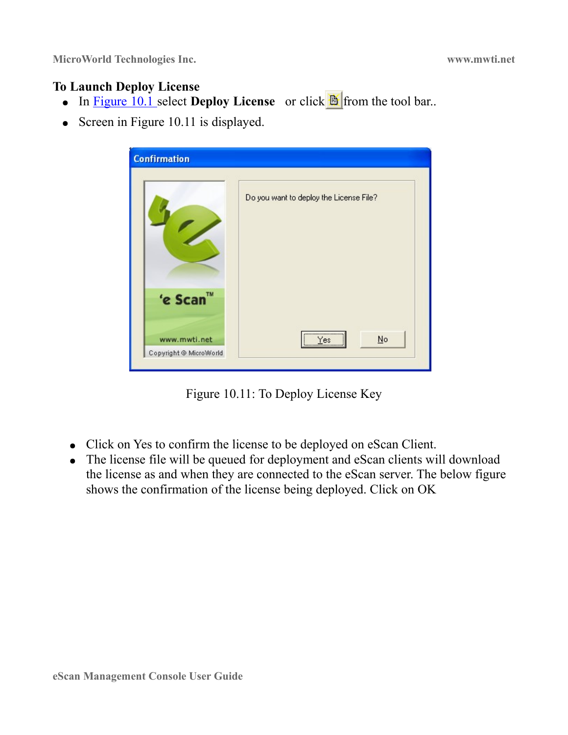### To Launch Deploy License

- In Figure 10.1 select **Deploy License** or click from the tool bar..
- Screen in Figure 10.11 is displayed.

Figure 10.11: To Deploy License Key

- Click on Yes to confirm the license to be deployed on eScan Client.
- The license file will be queued for deployment and eScan clients will download the license as and when they are connected to the eScan server. The below figure shows the confirmation of the license being deployed. Click on OK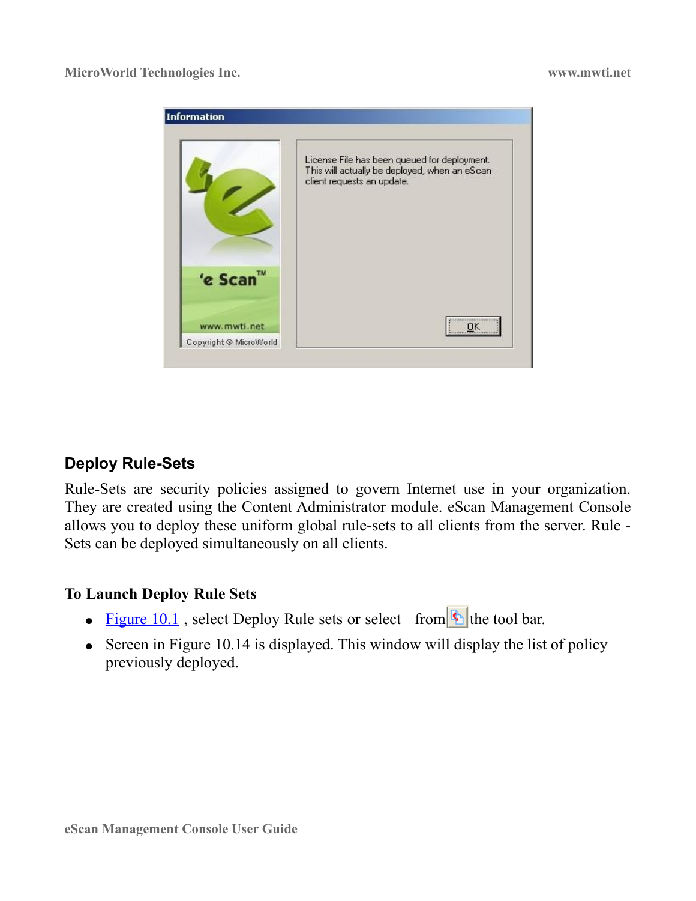## Deploy Rule-Sets

Rule-Sets are security policies assigned to govern Internet use in your organization. They are created using the Content Administrator module. eScan Management Console allows you to deploy these uniform global rule-sets to all clients from the server. Rule - Sets can be deployed simultaneously on all clients.

**To Launch Deploy Rule Sets**

- Figure 10.1 , select Deploy Rule sets or select from the tool bar.
- Screen in Figure 10.14 is displayed. This window will display the list of policy previously deployed.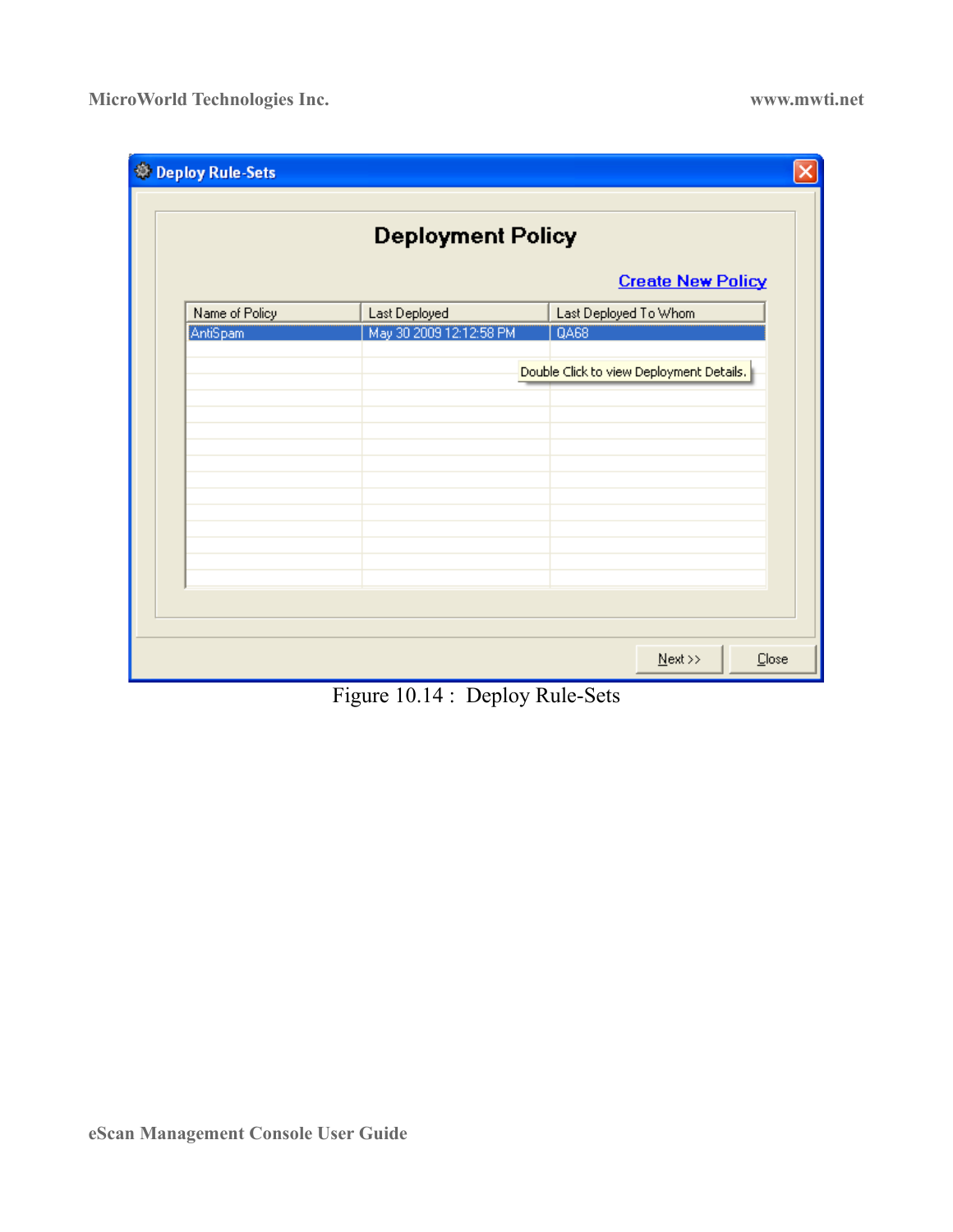Figure 10.14 : Deploy Rule-Sets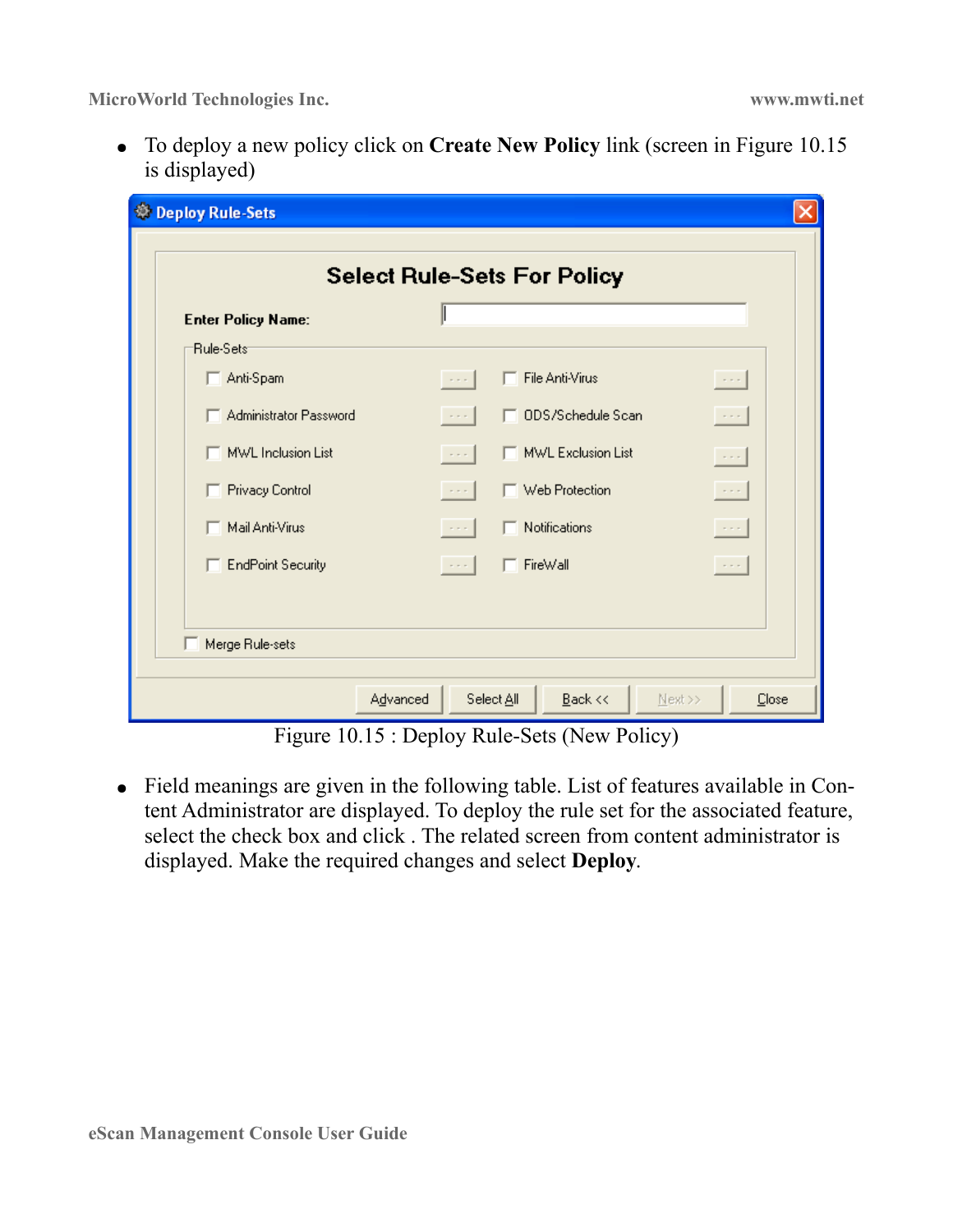- To deploy a new policy click on **Create New Policy** link (screen in Figure 10.15 is displayed)

Figure 10.15 : Deploy Rule-Sets (New Policy)

- Field meanings are given in the following table. List of features available in Content Administrator are displayed. To deploy the rule set for the associated feature, select the check box and click . The related screen from content administrator is displayed. Make the required changes and select **Deploy**.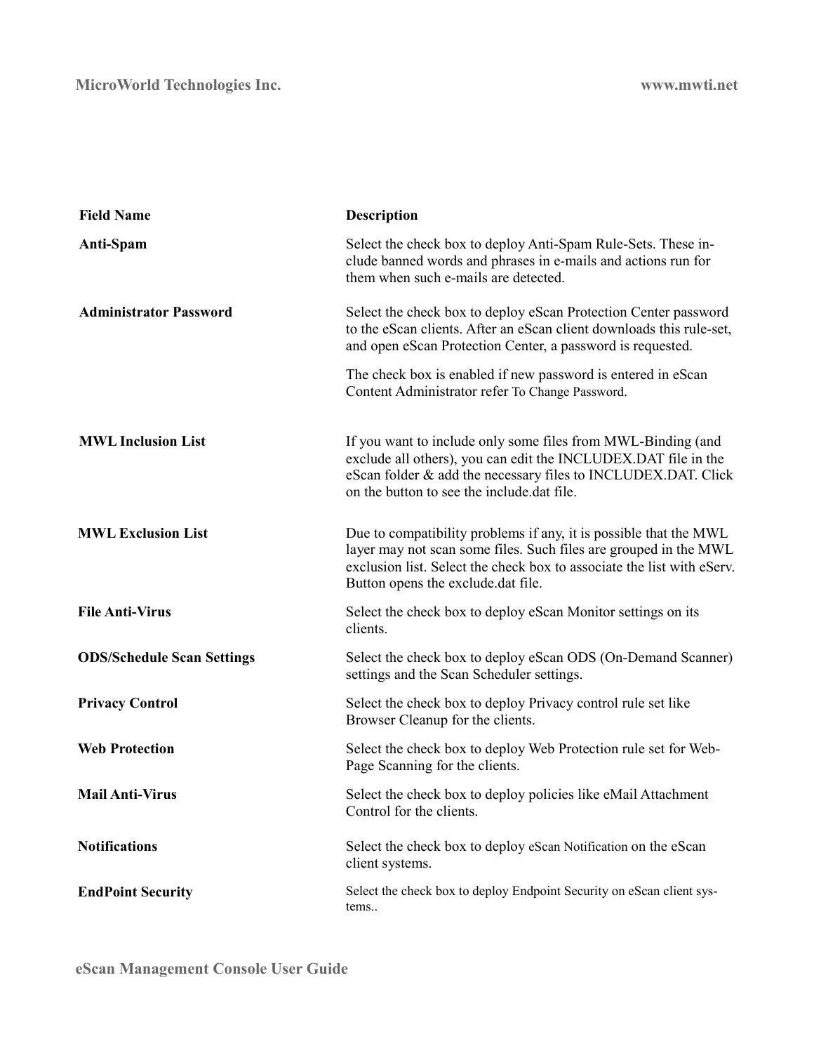| Field Name | Description |
|---|---|
| **Anti-Spam** | Select the check box to deploy Anti-Spam Rule-Sets. These include banned words and phrases in e-mails and actions run for them when such e-mails are detected. |
| **Administrator Password** | Select the check box to deploy eScan Protection Center password to the eScan clients. After an eScan client downloads this rule-set, and open eScan Protection Center, a password is requested.<br><br>The check box is enabled if new password is entered in eScan Content Administrator refer To Change Password. |
| **MWL Inclusion List** | If you want to include only some files from MWL-Binding (and exclude all others), you can edit the INCLUDEX.DAT file in the eScan folder & add the necessary files to INCLUDEX.DAT. Click on the button to see the include.dat file. |
| **MWL Exclusion List** | Due to compatibility problems if any, it is possible that the MWL layer may not scan some files. Such files are grouped in the MWL exclusion list. Select the check box to associate the list with eServ. Button opens the exclude.dat file. |
| **File Anti-Virus** | Select the check box to deploy eScan Monitor settings on its clients. |
| **ODS/Schedule Scan Settings** | Select the check box to deploy eScan ODS (On-Demand Scanner) settings and the Scan Scheduler settings. |
| **Privacy Control** | Select the check box to deploy Privacy control rule set like Browser Cleanup for the clients. |
| **Web Protection** | Select the check box to deploy Web Protection rule set for Web-Page Scanning for the clients. |
| **Mail Anti-Virus** | Select the check box to deploy policies like eMail Attachment Control for the clients. |
| **Notifications** | Select the check box to deploy eScan Notification on the eScan client systems. |
| **EndPoint Security** | Select the check box to deploy Endpoint Security on eScan client systems.. |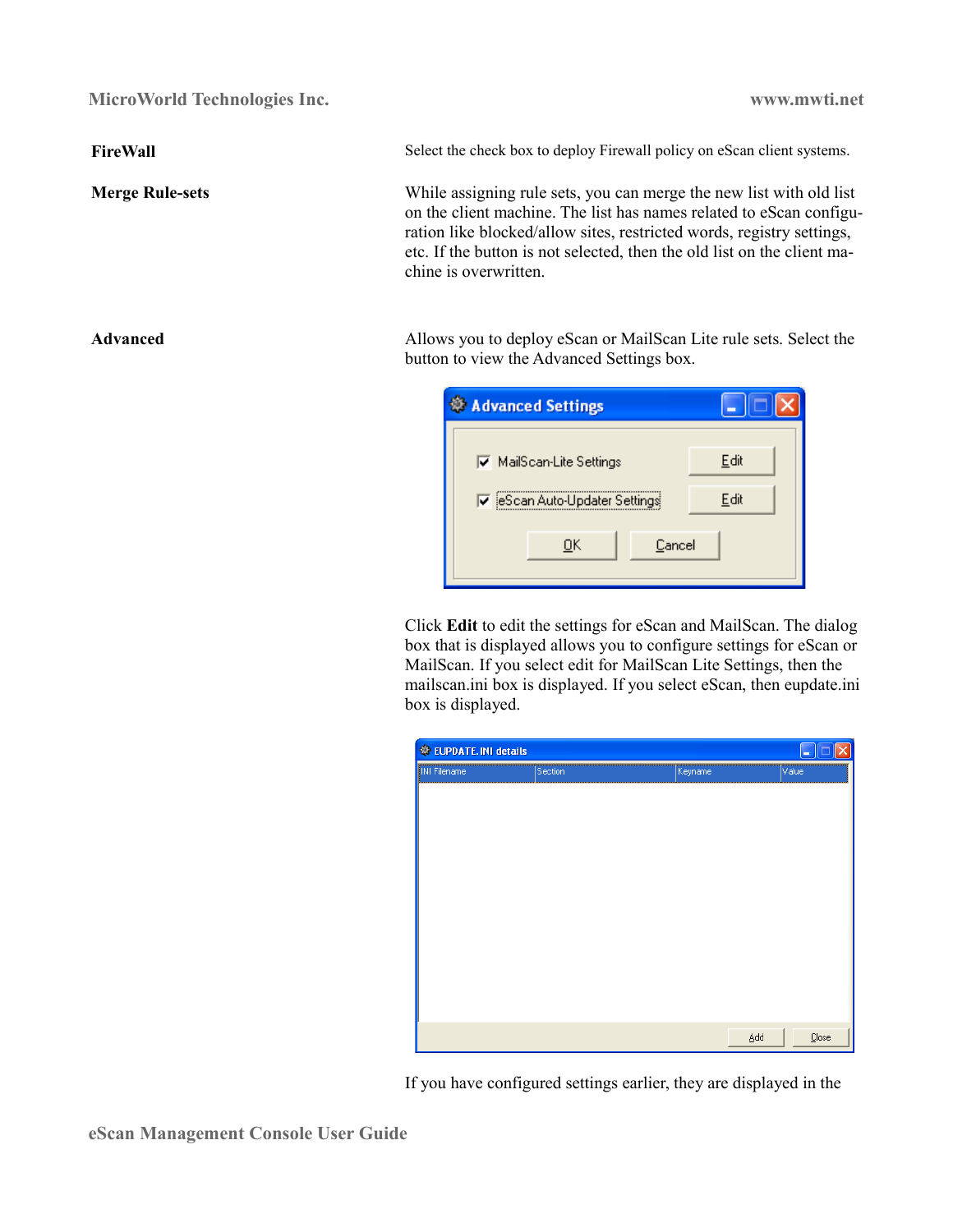**FireWall**

Select the check box to deploy Firewall policy on eScan client systems.

**Merge Rule-sets**

While assigning rule sets, you can merge the new list with old list on the client machine. The list has names related to eScan configuration like blocked/allow sites, restricted words, registry settings, etc. If the button is not selected, then the old list on the client machine is overwritten.

**Advanced**

Allows you to deploy eScan or MailScan Lite rule sets. Select the button to view the Advanced Settings box.

Click **Edit** to edit the settings for eScan and MailScan. The dialog box that is displayed allows you to configure settings for eScan or MailScan. If you select edit for MailScan Lite Settings, then the mailscan.ini box is displayed. If you select eScan, then eupdate.ini box is displayed.

If you have configured settings earlier, they are displayed in the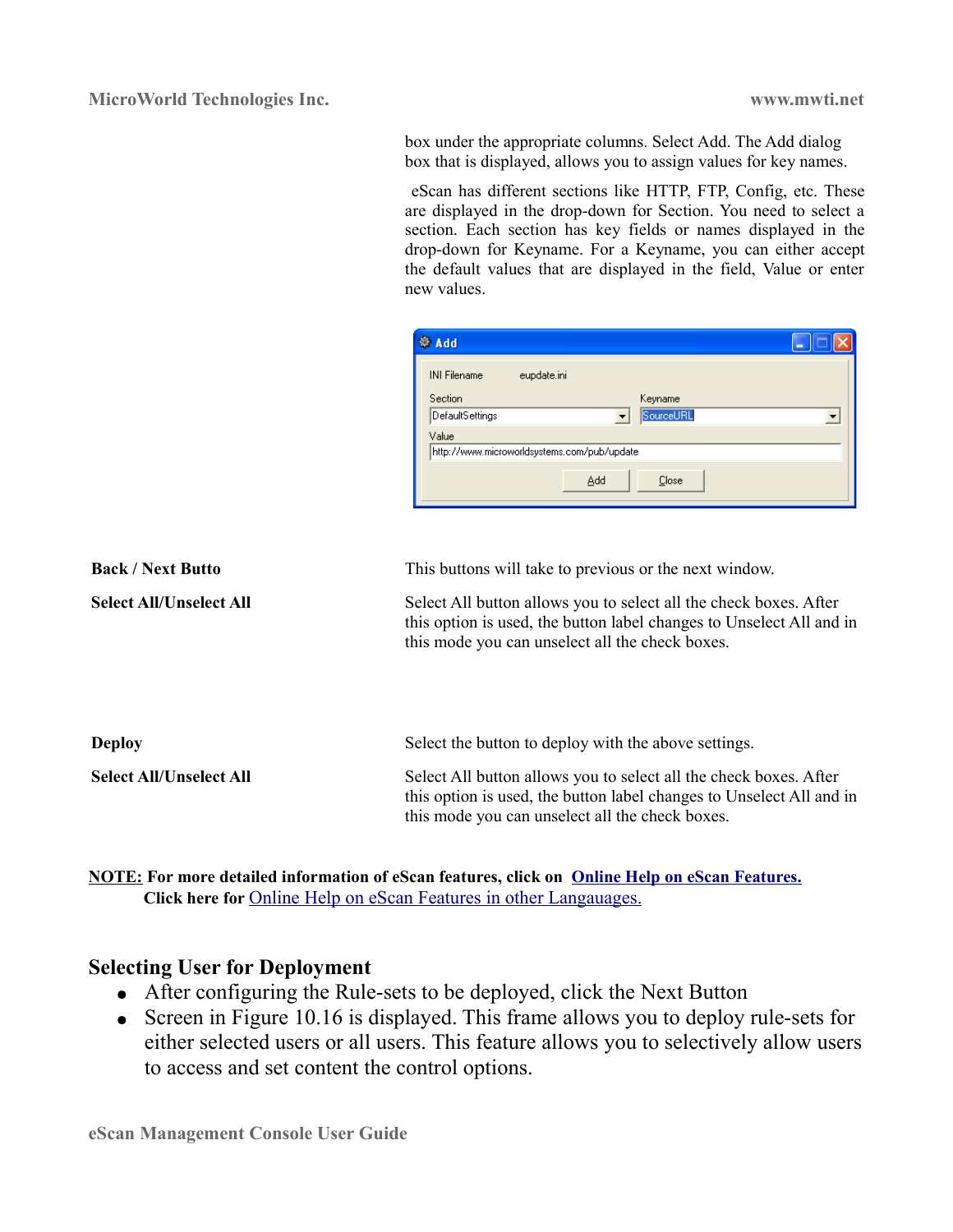box under the appropriate columns. Select Add. The Add dialog box that is displayed, allows you to assign values for key names.

eScan has different sections like HTTP, FTP, Config, etc. These are displayed in the drop-down for Section. You need to select a section. Each section has key fields or names displayed in the drop-down for Keyname. For a Keyname, you can either accept the default values that are displayed in the field, Value or enter new values.

| **Back / Next Butto** | This buttons will take to previous or the next window. |
|---|---|
| **Select All/Unselect All** | Select All button allows you to select all the check boxes. After this option is used, the button label changes to Unselect All and in this mode you can unselect all the check boxes. |
| **Deploy** | Select the button to deploy with the above settings. |
| **Select All/Unselect All** | Select All button allows you to select all the check boxes. After this option is used, the button label changes to Unselect All and in this mode you can unselect all the check boxes. |

**NOTE: For more detailed information of eScan features, click on Online Help on eScan Features.**
**Click here for** Online Help on eScan Features in other Langauages.

## Selecting User for Deployment

- After configuring the Rule-sets to be deployed, click the Next Button
- Screen in Figure 10.16 is displayed. This frame allows you to deploy rule-sets for either selected users or all users. This feature allows you to selectively allow users to access and set content the control options.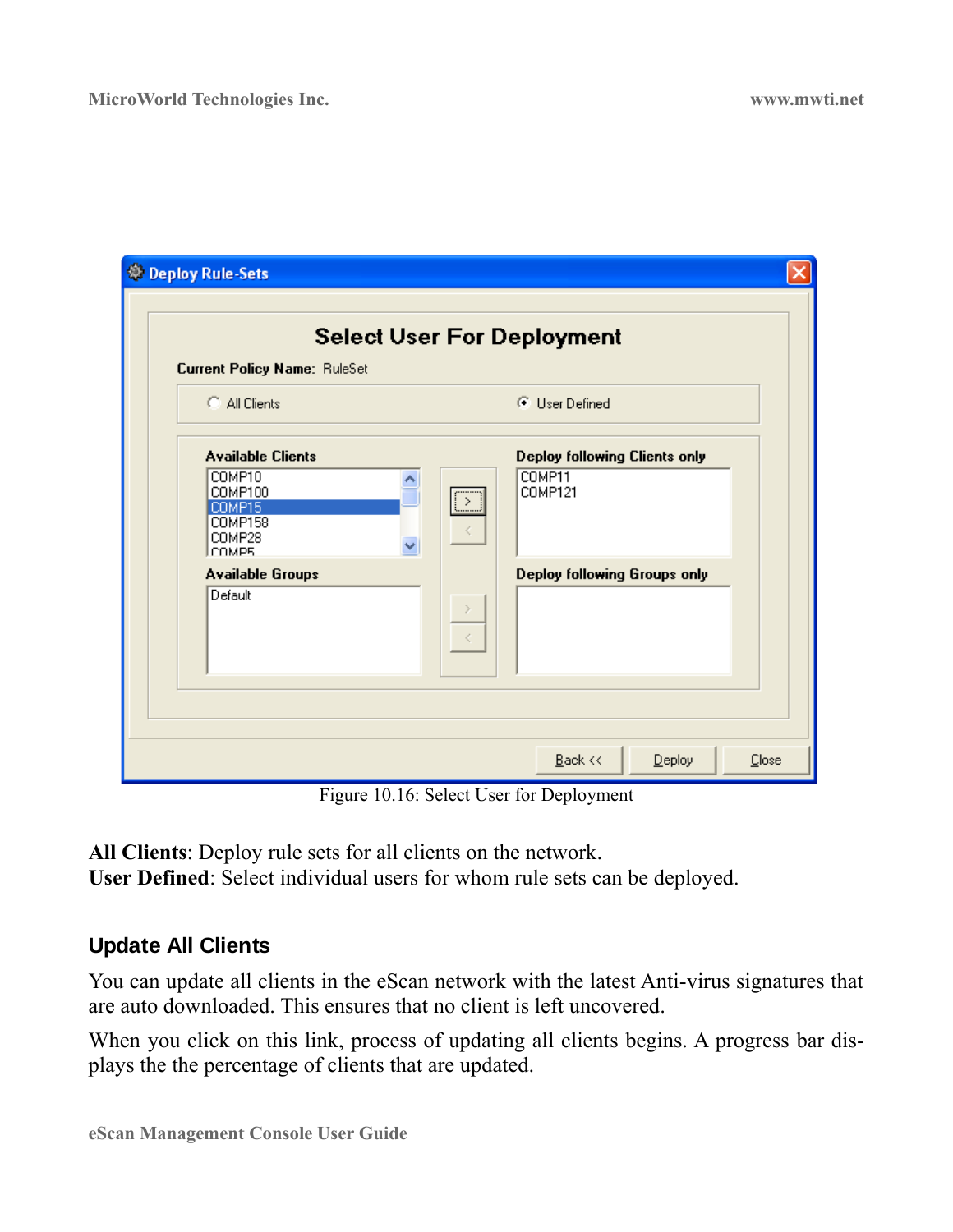Figure 10.16: Select User for Deployment

**All Clients**: Deploy rule sets for all clients on the network.
**User Defined**: Select individual users for whom rule sets can be deployed.

## Update All Clients

You can update all clients in the eScan network with the latest Anti-virus signatures that are auto downloaded. This ensures that no client is left uncovered.

When you click on this link, process of updating all clients begins. A progress bar displays the the percentage of clients that are updated.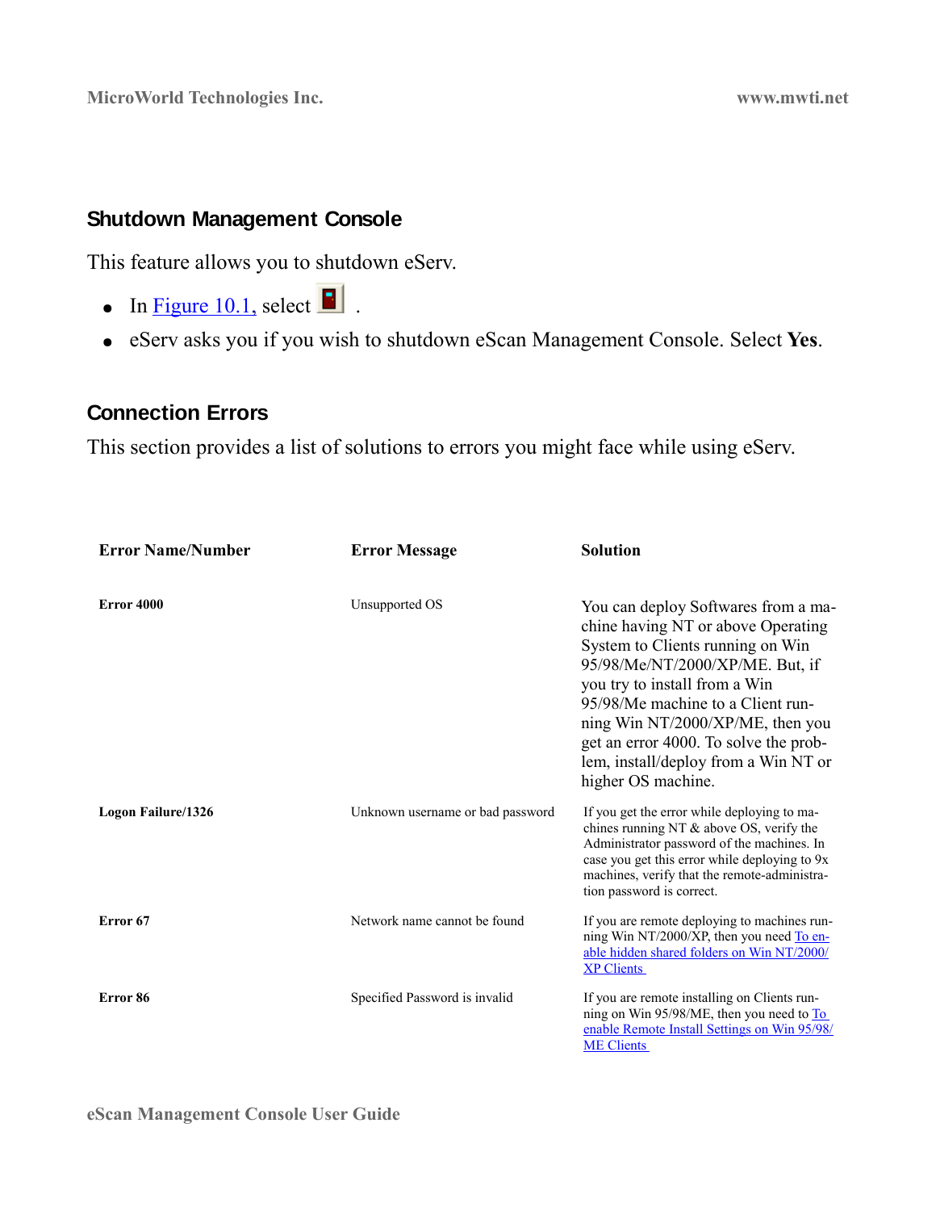## Shutdown Management Console

This feature allows you to shutdown eServ.

- In Figure 10.1, select .
- eServ asks you if you wish to shutdown eScan Management Console. Select **Yes**.

## Connection Errors

This section provides a list of solutions to errors you might face while using eServ.

| Error Name/Number | Error Message | Solution |
|---|---|---|
| **Error 4000** | Unsupported OS | You can deploy Softwares from a machine having NT or above Operating System to Clients running on Win 95/98/Me/NT/2000/XP/ME. But, if you try to install from a Win 95/98/Me machine to a Client running Win NT/2000/XP/ME, then you get an error 4000. To solve the problem, install/deploy from a Win NT or higher OS machine. |
| **Logon Failure/1326** | Unknown username or bad password | If you get the error while deploying to machines running NT & above OS, verify the Administrator password of the machines. In case you get this error while deploying to 9x machines, verify that the remote-administration password is correct. |
| **Error 67** | Network name cannot be found | If you are remote deploying to machines running Win NT/2000/XP, then you need To enable hidden shared folders on Win NT/2000/XP Clients |
| **Error 86** | Specified Password is invalid | If you are remote installing on Clients running on Win 95/98/ME, then you need to To enable Remote Install Settings on Win 95/98/ME Clients |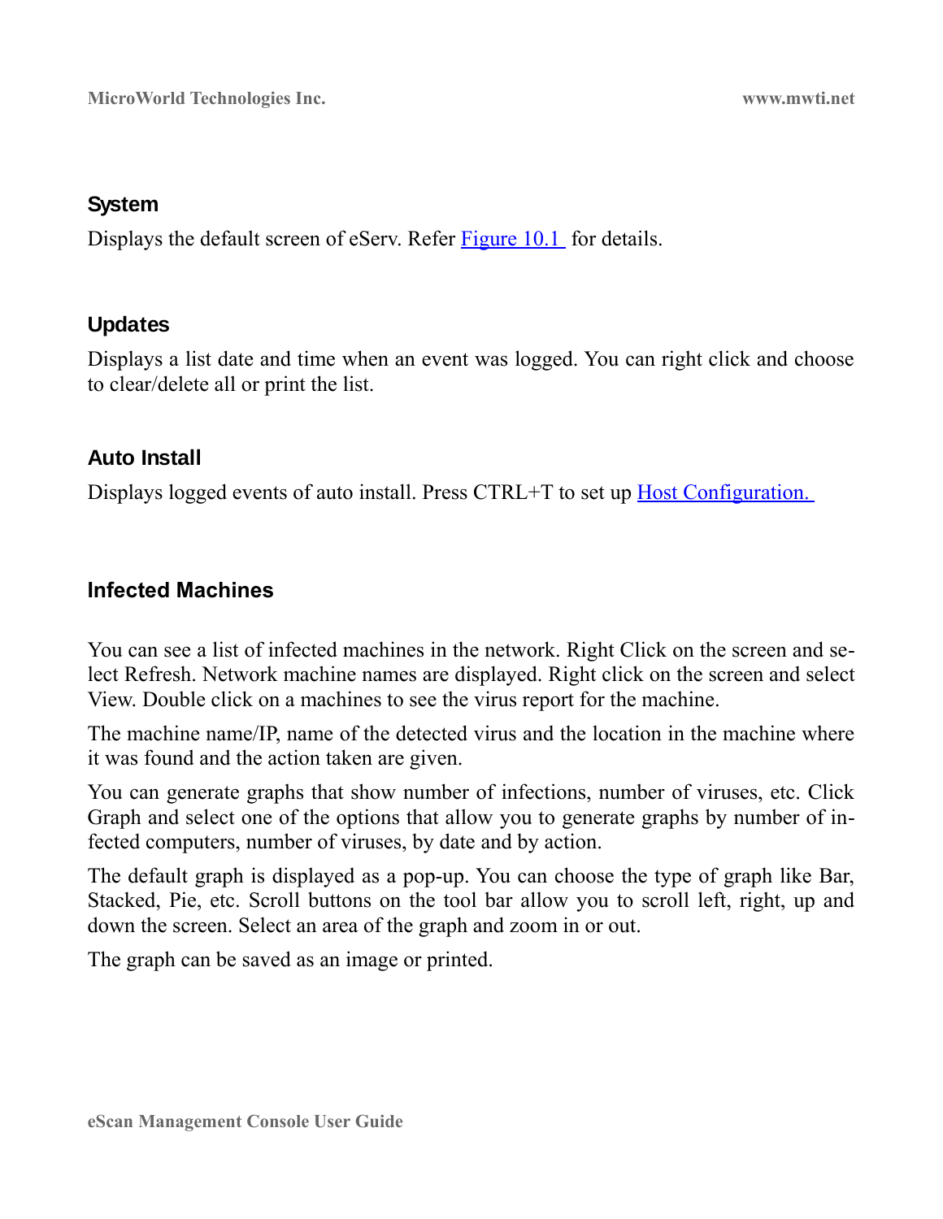### System

Displays the default screen of eServ. Refer [Figure 10.1](#) for details.

### Updates

Displays a list date and time when an event was logged. You can right click and choose to clear/delete all or print the list.

### Auto Install

Displays logged events of auto install. Press CTRL+T to set up [Host Configuration.](#)

### Infected Machines

You can see a list of infected machines in the network. Right Click on the screen and select Refresh. Network machine names are displayed. Right click on the screen and select View. Double click on a machines to see the virus report for the machine.

The machine name/IP, name of the detected virus and the location in the machine where it was found and the action taken are given.

You can generate graphs that show number of infections, number of viruses, etc. Click Graph and select one of the options that allow you to generate graphs by number of infected computers, number of viruses, by date and by action.

The default graph is displayed as a pop-up. You can choose the type of graph like Bar, Stacked, Pie, etc. Scroll buttons on the tool bar allow you to scroll left, right, up and down the screen. Select an area of the graph and zoom in or out.

The graph can be saved as an image or printed.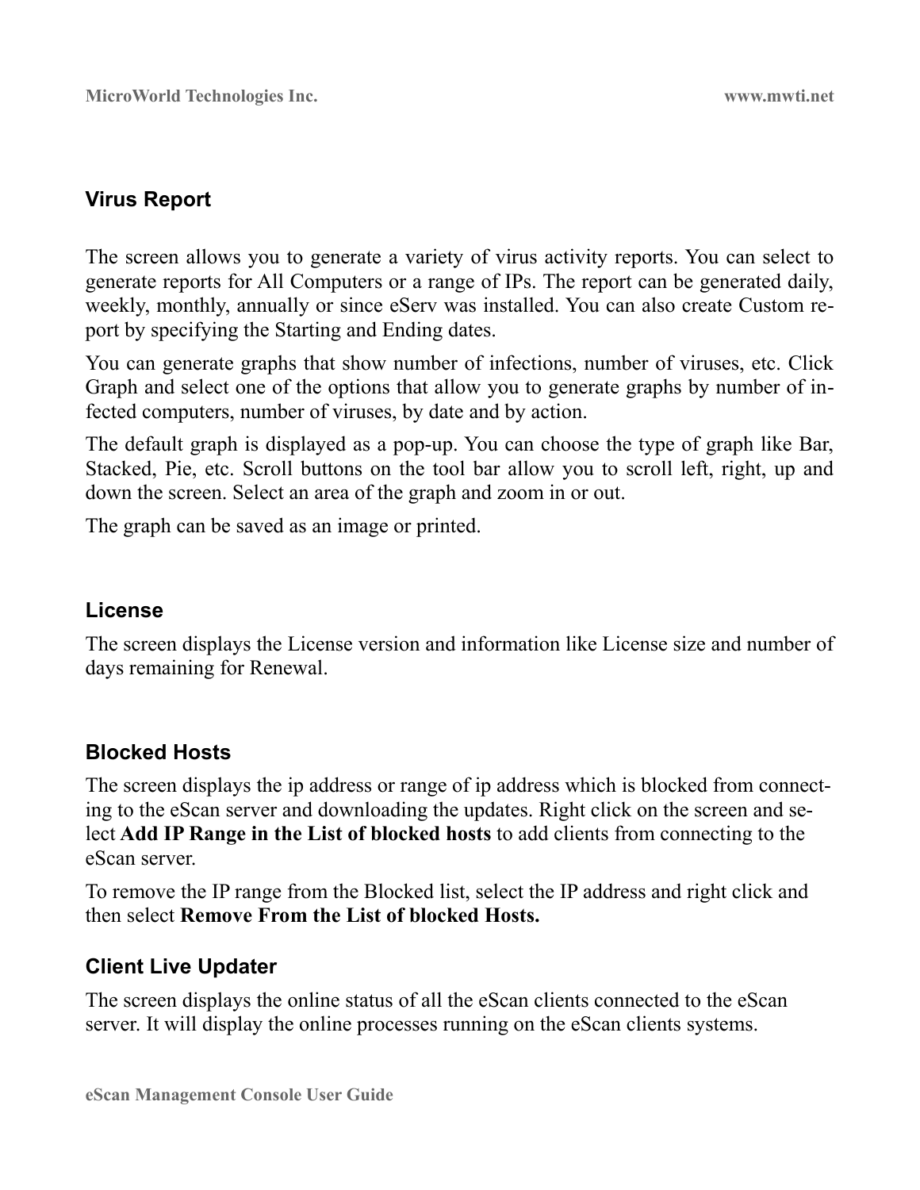## Virus Report

The screen allows you to generate a variety of virus activity reports. You can select to generate reports for All Computers or a range of IPs. The report can be generated daily, weekly, monthly, annually or since eServ was installed. You can also create Custom report by specifying the Starting and Ending dates.

You can generate graphs that show number of infections, number of viruses, etc. Click Graph and select one of the options that allow you to generate graphs by number of infected computers, number of viruses, by date and by action.

The default graph is displayed as a pop-up. You can choose the type of graph like Bar, Stacked, Pie, etc. Scroll buttons on the tool bar allow you to scroll left, right, up and down the screen. Select an area of the graph and zoom in or out.

The graph can be saved as an image or printed.

## License

The screen displays the License version and information like License size and number of days remaining for Renewal.

## Blocked Hosts

The screen displays the ip address or range of ip address which is blocked from connecting to the eScan server and downloading the updates. Right click on the screen and select **Add IP Range in the List of blocked hosts** to add clients from connecting to the eScan server.

To remove the IP range from the Blocked list, select the IP address and right click and then select **Remove From the List of blocked Hosts.**

## Client Live Updater

The screen displays the online status of all the eScan clients connected to the eScan server. It will display the online processes running on the eScan clients systems.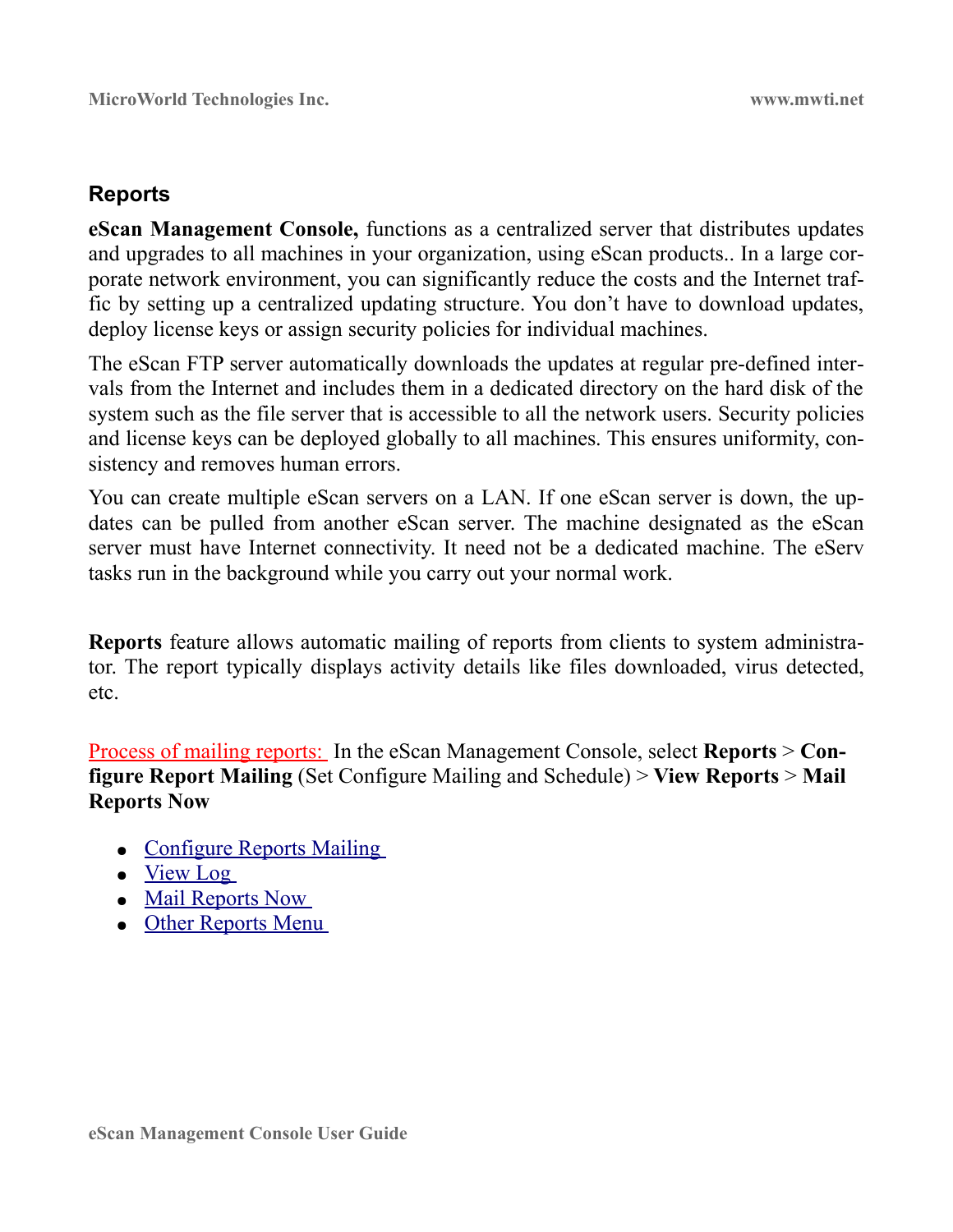## Reports

**eScan Management Console,** functions as a centralized server that distributes updates and upgrades to all machines in your organization, using eScan products.. In a large corporate network environment, you can significantly reduce the costs and the Internet traffic by setting up a centralized updating structure. You don't have to download updates, deploy license keys or assign security policies for individual machines.

The eScan FTP server automatically downloads the updates at regular pre-defined intervals from the Internet and includes them in a dedicated directory on the hard disk of the system such as the file server that is accessible to all the network users. Security policies and license keys can be deployed globally to all machines. This ensures uniformity, consistency and removes human errors.

You can create multiple eScan servers on a LAN. If one eScan server is down, the updates can be pulled from another eScan server. The machine designated as the eScan server must have Internet connectivity. It need not be a dedicated machine. The eServ tasks run in the background while you carry out your normal work.

**Reports** feature allows automatic mailing of reports from clients to system administrator. The report typically displays activity details like files downloaded, virus detected, etc.

Process of mailing reports: In the eScan Management Console, select **Reports** > **Configure Report Mailing** (Set Configure Mailing and Schedule) > **View Reports** > **Mail Reports Now**

- Configure Reports Mailing
- View Log
- Mail Reports Now
- Other Reports Menu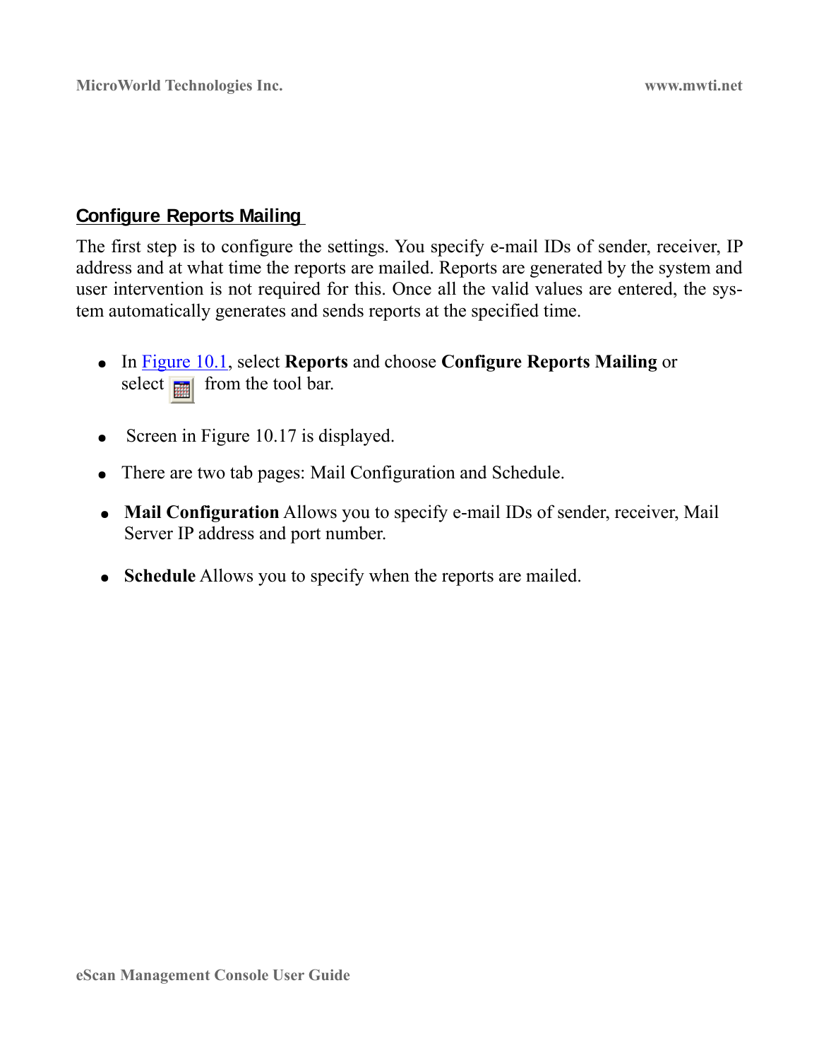## Configure Reports Mailing

The first step is to configure the settings. You specify e-mail IDs of sender, receiver, IP address and at what time the reports are mailed. Reports are generated by the system and user intervention is not required for this. Once all the valid values are entered, the system automatically generates and sends reports at the specified time.

- In Figure 10.1, select **Reports** and choose **Configure Reports Mailing** or select  from the tool bar.
- Screen in Figure 10.17 is displayed.
- There are two tab pages: Mail Configuration and Schedule.
- **Mail Configuration** Allows you to specify e-mail IDs of sender, receiver, Mail Server IP address and port number.
- **Schedule** Allows you to specify when the reports are mailed.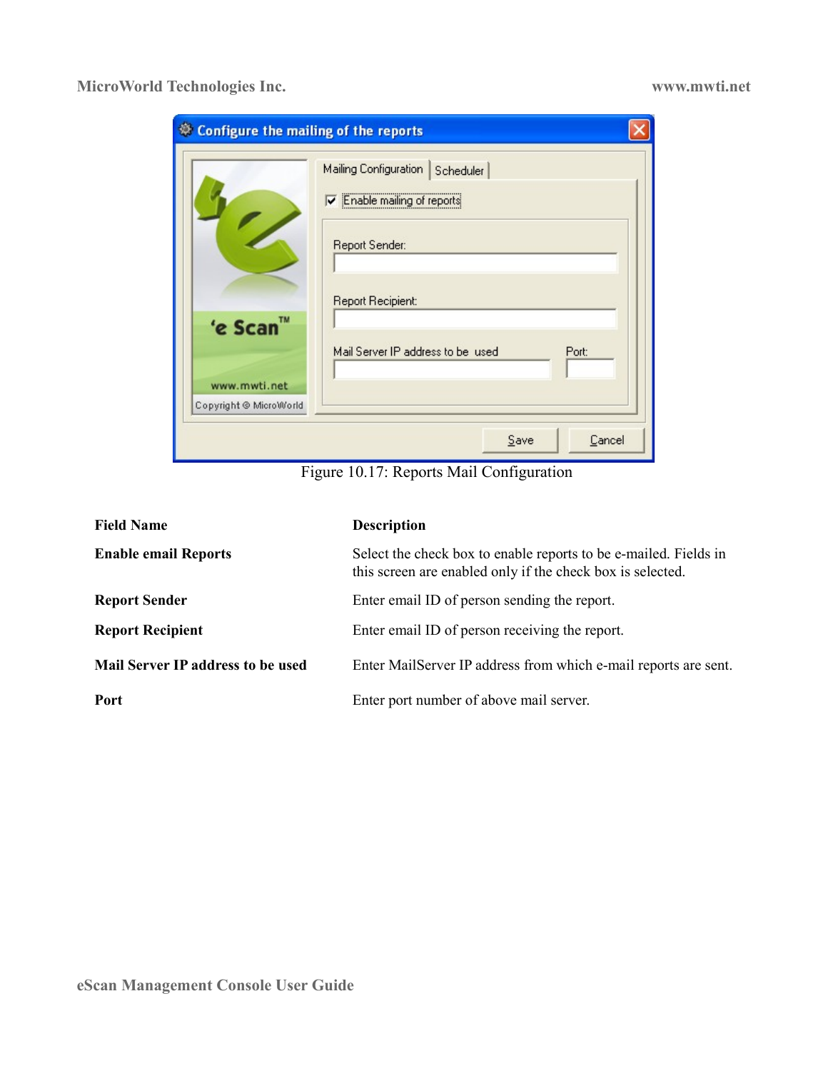Figure 10.17: Reports Mail Configuration

| Field Name | Description |
| --- | --- |
| **Enable email Reports** | Select the check box to enable reports to be e-mailed. Fields in this screen are enabled only if the check box is selected. |
| **Report Sender** | Enter email ID of person sending the report. |
| **Report Recipient** | Enter email ID of person receiving the report. |
| **Mail Server IP address to be used** | Enter MailServer IP address from which e-mail reports are sent. |
| **Port** | Enter port number of above mail server. |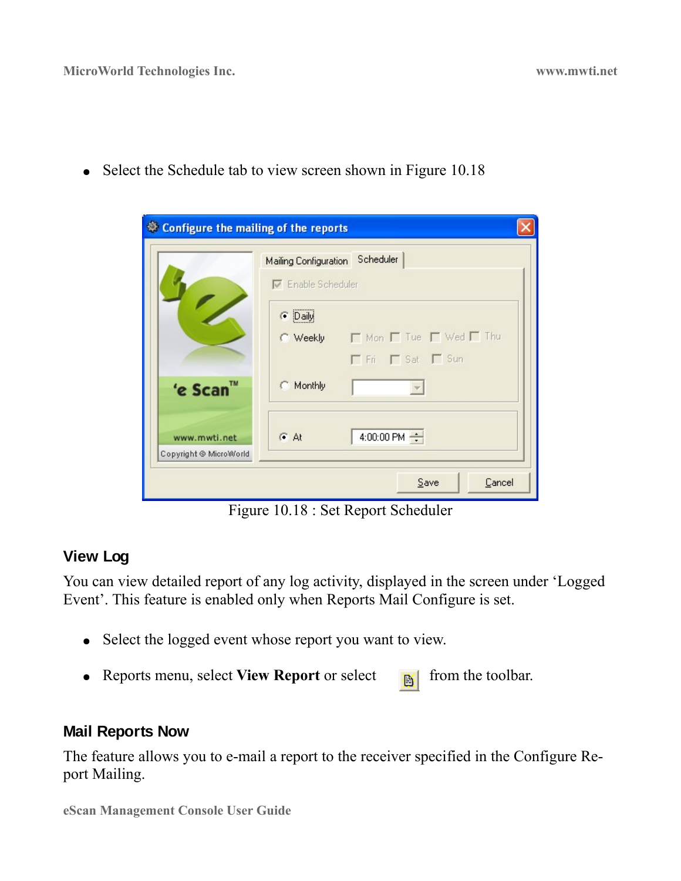- Select the Schedule tab to view screen shown in Figure 10.18

Figure 10.18 : Set Report Scheduler

## View Log

You can view detailed report of any log activity, displayed in the screen under 'Logged Event'. This feature is enabled only when Reports Mail Configure is set.

- Select the logged event whose report you want to view.
- Reports menu, select **View Report** or select from the toolbar.

## Mail Reports Now

The feature allows you to e-mail a report to the receiver specified in the Configure Report Mailing.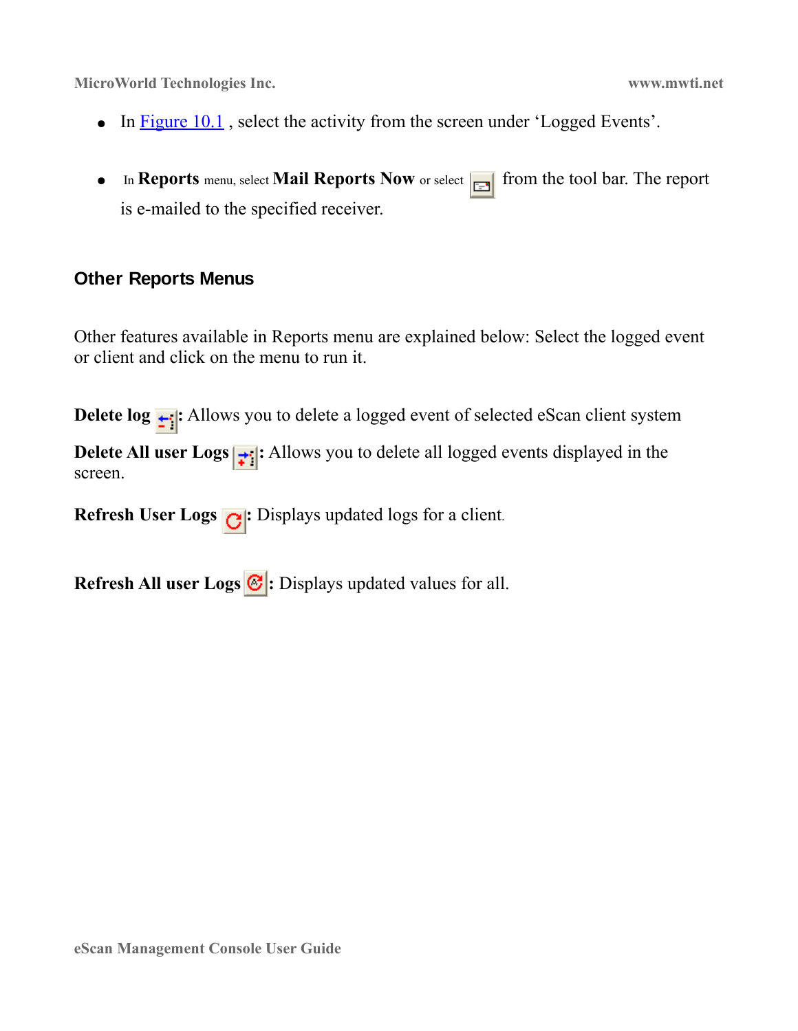- In Figure 10.1 , select the activity from the screen under 'Logged Events'.

- In **Reports** menu, select **Mail Reports Now** or select from the tool bar. The report is e-mailed to the specified receiver.

## Other Reports Menus

Other features available in Reports menu are explained below: Select the logged event or client and click on the menu to run it.

**Delete log** : Allows you to delete a logged event of selected eScan client system

**Delete All user Logs** : Allows you to delete all logged events displayed in the screen.

**Refresh User Logs** : Displays updated logs for a client.

**Refresh All user Logs** : Displays updated values for all.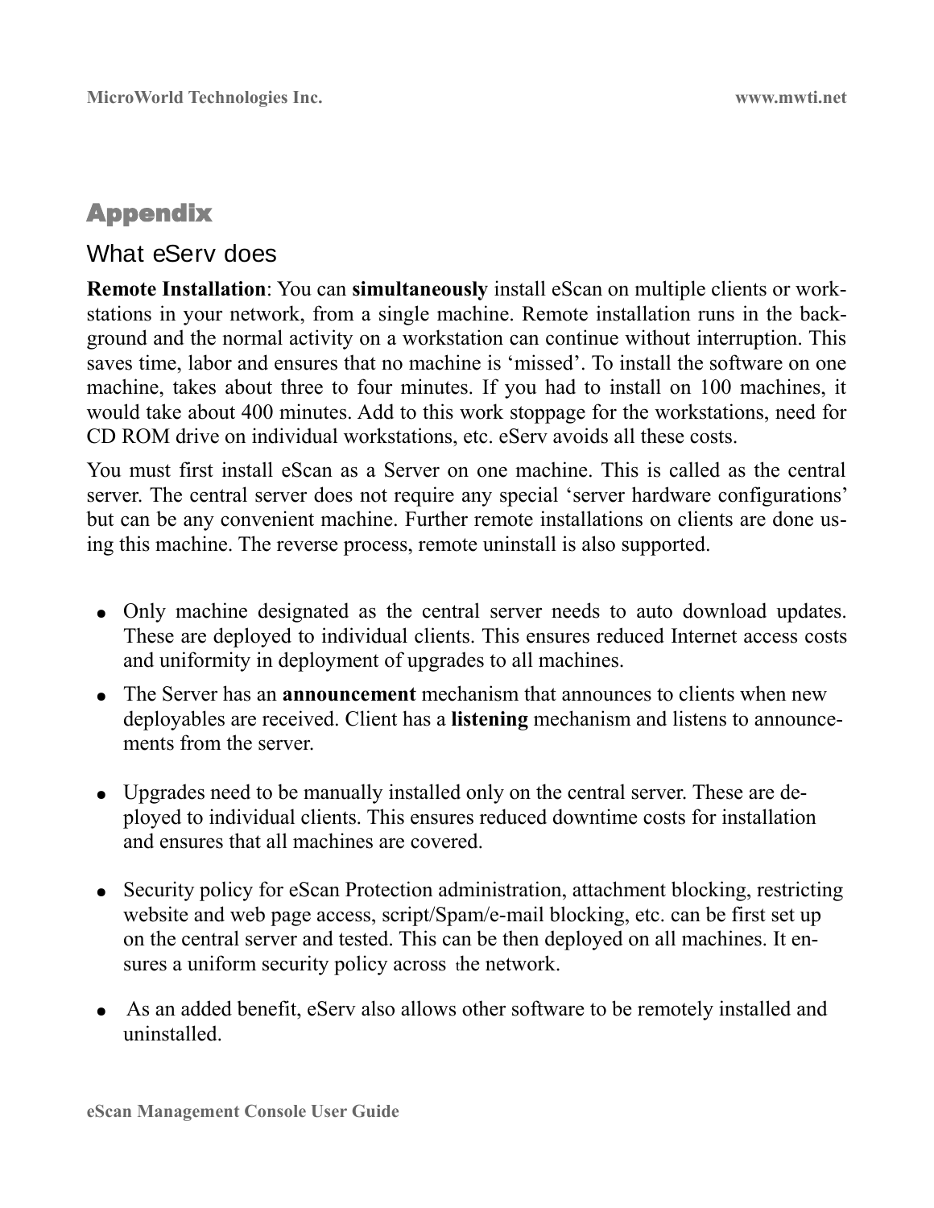# Appendix

## What eServ does

**Remote Installation**: You can **simultaneously** install eScan on multiple clients or workstations in your network, from a single machine. Remote installation runs in the background and the normal activity on a workstation can continue without interruption. This saves time, labor and ensures that no machine is 'missed'. To install the software on one machine, takes about three to four minutes. If you had to install on 100 machines, it would take about 400 minutes. Add to this work stoppage for the workstations, need for CD ROM drive on individual workstations, etc. eServ avoids all these costs.

You must first install eScan as a Server on one machine. This is called as the central server. The central server does not require any special 'server hardware configurations' but can be any convenient machine. Further remote installations on clients are done using this machine. The reverse process, remote uninstall is also supported.

- Only machine designated as the central server needs to auto download updates. These are deployed to individual clients. This ensures reduced Internet access costs and uniformity in deployment of upgrades to all machines.
- The Server has an **announcement** mechanism that announces to clients when new deployables are received. Client has a **listening** mechanism and listens to announcements from the server.
- Upgrades need to be manually installed only on the central server. These are deployed to individual clients. This ensures reduced downtime costs for installation and ensures that all machines are covered.
- Security policy for eScan Protection administration, attachment blocking, restricting website and web page access, script/Spam/e-mail blocking, etc. can be first set up on the central server and tested. This can be then deployed on all machines. It ensures a uniform security policy across the network.
- As an added benefit, eServ also allows other software to be remotely installed and uninstalled.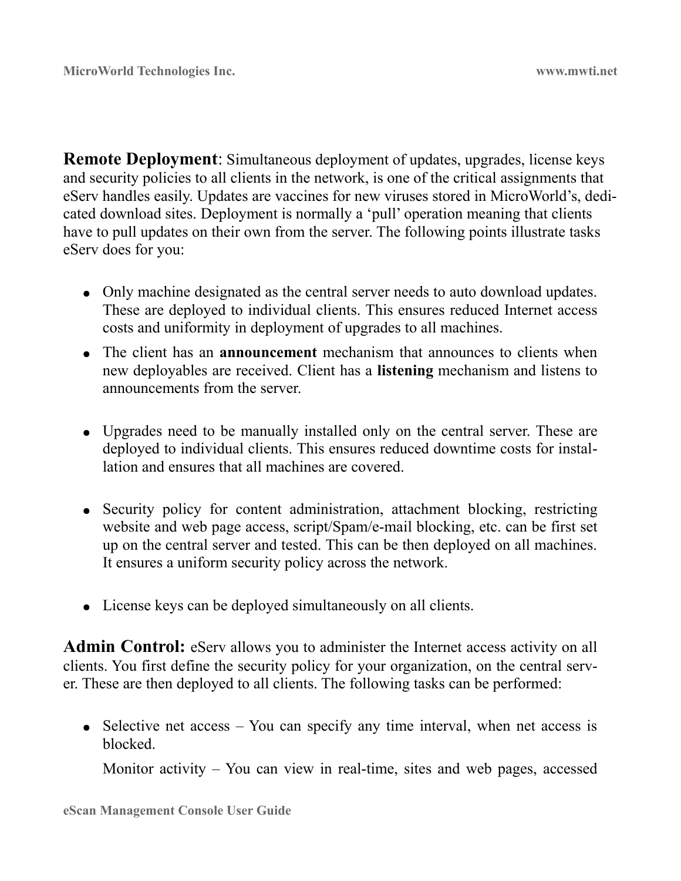**Remote Deployment**: Simultaneous deployment of updates, upgrades, license keys and security policies to all clients in the network, is one of the critical assignments that eServ handles easily. Updates are vaccines for new viruses stored in MicroWorld's, dedicated download sites. Deployment is normally a 'pull' operation meaning that clients have to pull updates on their own from the server. The following points illustrate tasks eServ does for you:

- Only machine designated as the central server needs to auto download updates. These are deployed to individual clients. This ensures reduced Internet access costs and uniformity in deployment of upgrades to all machines.
- The client has an **announcement** mechanism that announces to clients when new deployables are received. Client has a **listening** mechanism and listens to announcements from the server.
- Upgrades need to be manually installed only on the central server. These are deployed to individual clients. This ensures reduced downtime costs for installation and ensures that all machines are covered.
- Security policy for content administration, attachment blocking, restricting website and web page access, script/Spam/e-mail blocking, etc. can be first set up on the central server and tested. This can be then deployed on all machines. It ensures a uniform security policy across the network.
- License keys can be deployed simultaneously on all clients.

**Admin Control:** eServ allows you to administer the Internet access activity on all clients. You first define the security policy for your organization, on the central server. These are then deployed to all clients. The following tasks can be performed:

- Selective net access – You can specify any time interval, when net access is blocked.

  Monitor activity – You can view in real-time, sites and web pages, accessed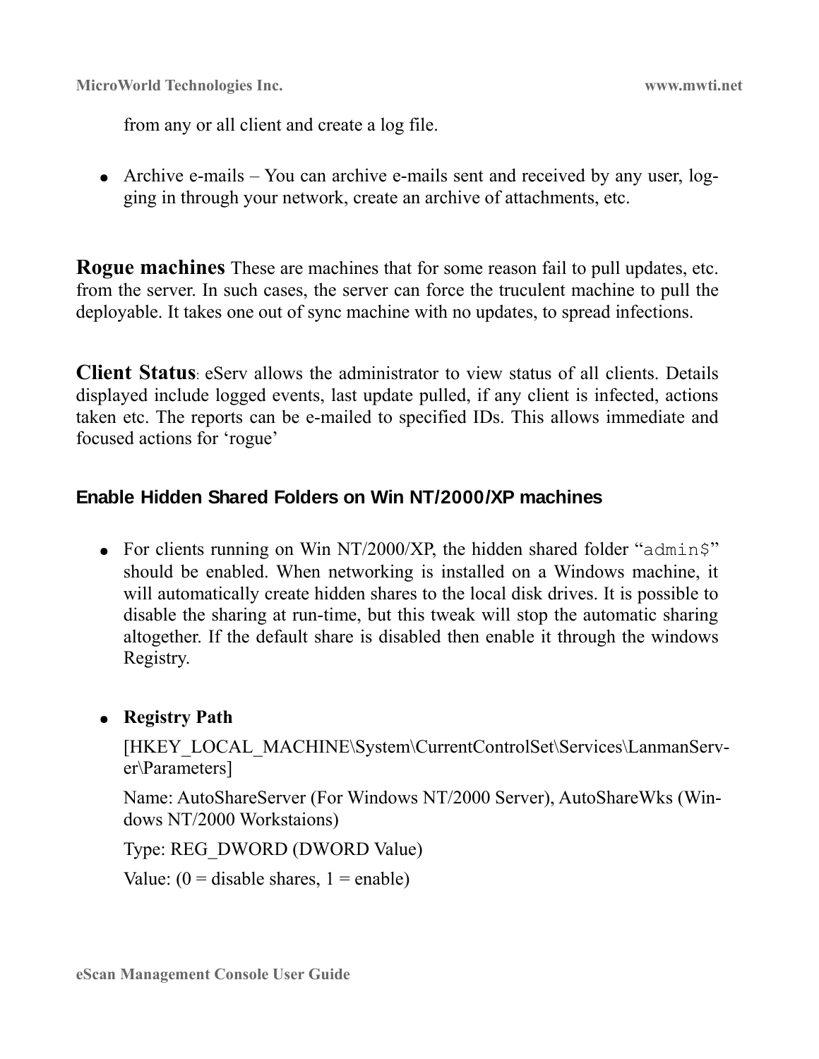from any or all client and create a log file.

- Archive e-mails – You can archive e-mails sent and received by any user, logging in through your network, create an archive of attachments, etc.

**Rogue machines** These are machines that for some reason fail to pull updates, etc. from the server. In such cases, the server can force the truculent machine to pull the deployable. It takes one out of sync machine with no updates, to spread infections.

**Client Status**: eServ allows the administrator to view status of all clients. Details displayed include logged events, last update pulled, if any client is infected, actions taken etc. The reports can be e-mailed to specified IDs. This allows immediate and focused actions for 'rogue'

### Enable Hidden Shared Folders on Win NT/2000/XP machines

- For clients running on Win NT/2000/XP, the hidden shared folder "`admin$`" should be enabled. When networking is installed on a Windows machine, it will automatically create hidden shares to the local disk drives. It is possible to disable the sharing at run-time, but this tweak will stop the automatic sharing altogether. If the default share is disabled then enable it through the windows Registry.

- **Registry Path**

  [HKEY_LOCAL_MACHINE\System\CurrentControlSet\Services\LanmanServer\Parameters]

  Name: AutoShareServer (For Windows NT/2000 Server), AutoShareWks (Windows NT/2000 Workstaions)

  Type: REG_DWORD (DWORD Value)

  Value: (0 = disable shares, 1 = enable)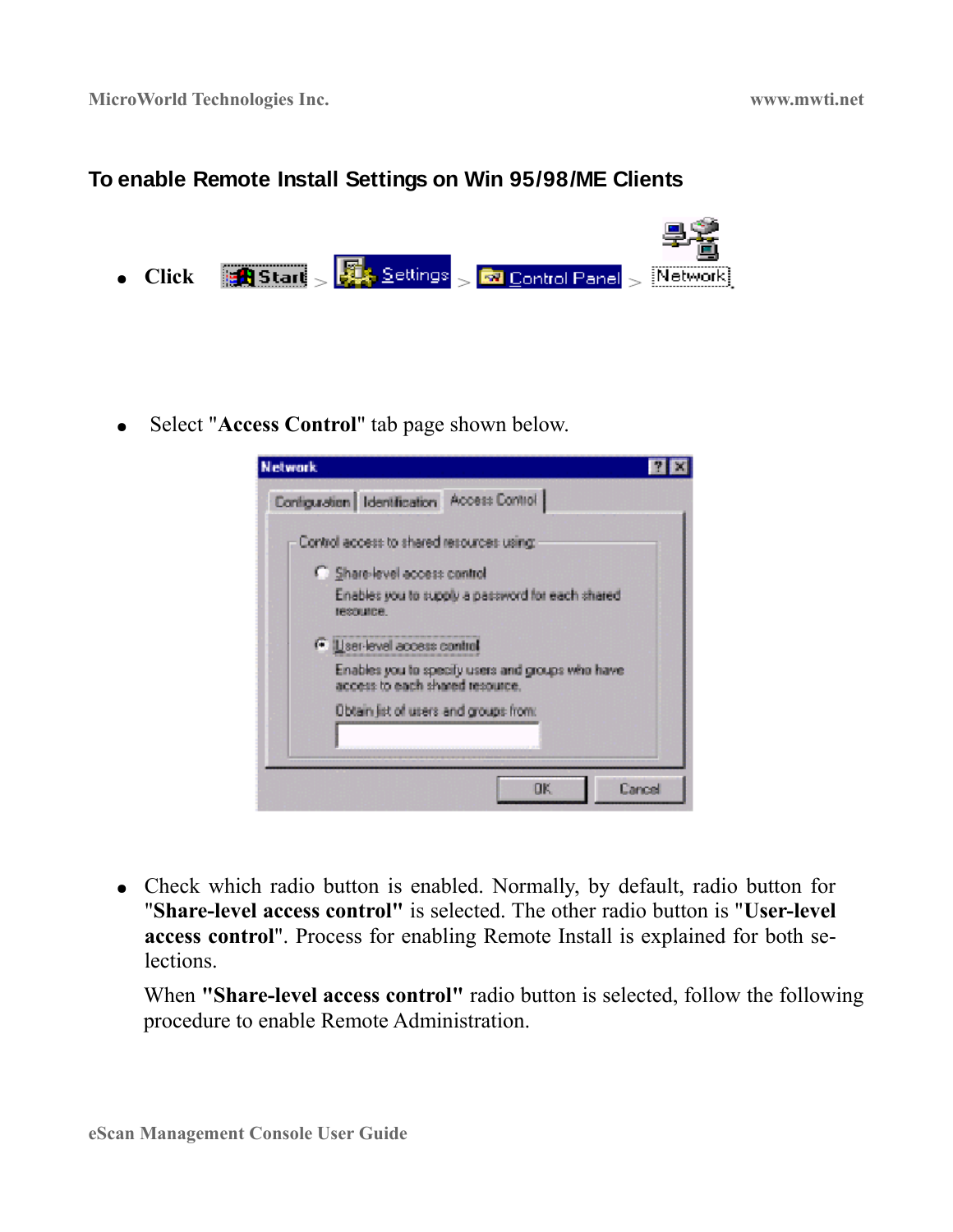### To enable Remote Install Settings on Win 95/98/ME Clients

- **Click** Start > Settings > Control Panel > Network

- Select "**Access Control**" tab page shown below.

- Check which radio button is enabled. Normally, by default, radio button for "**Share-level access control"** is selected. The other radio button is "**User-level access control**". Process for enabling Remote Install is explained for both selections.

  When **"Share-level access control"** radio button is selected, follow the following procedure to enable Remote Administration.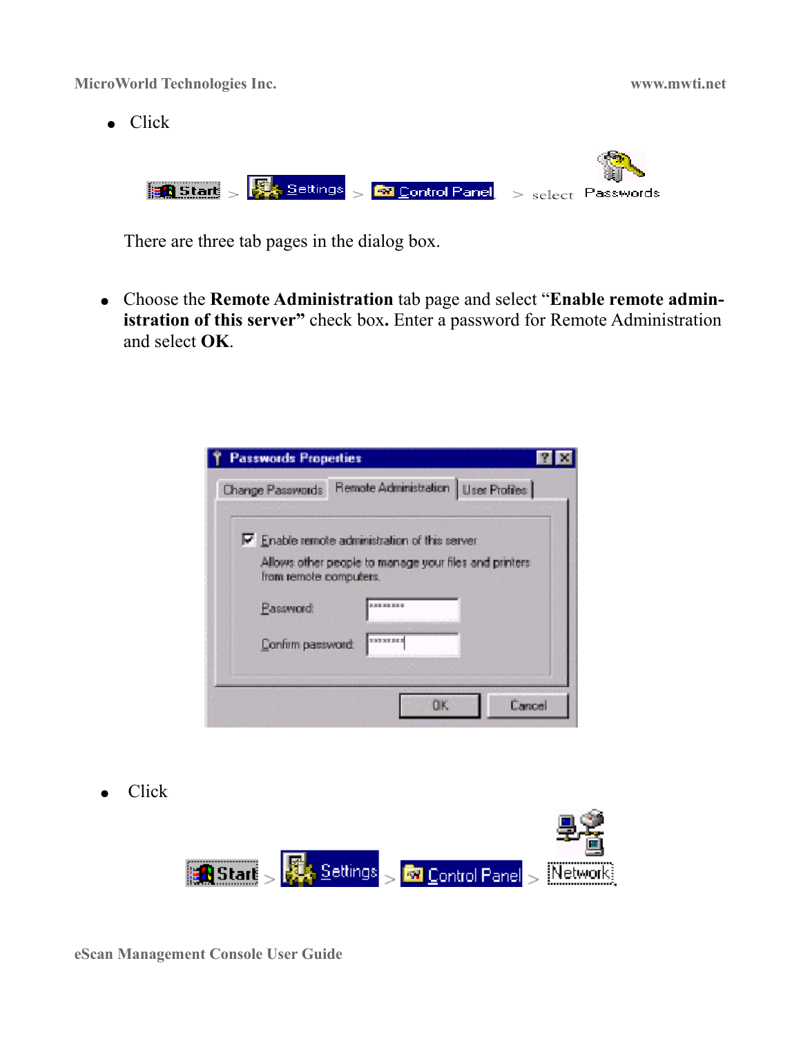- Click

Start > Settings > Control Panel > select Passwords

There are three tab pages in the dialog box.

- Choose the **Remote Administration** tab page and select "**Enable remote administration of this server"** check box**.** Enter a password for Remote Administration and select **OK**.

- Click

Start > Settings > Control Panel > Network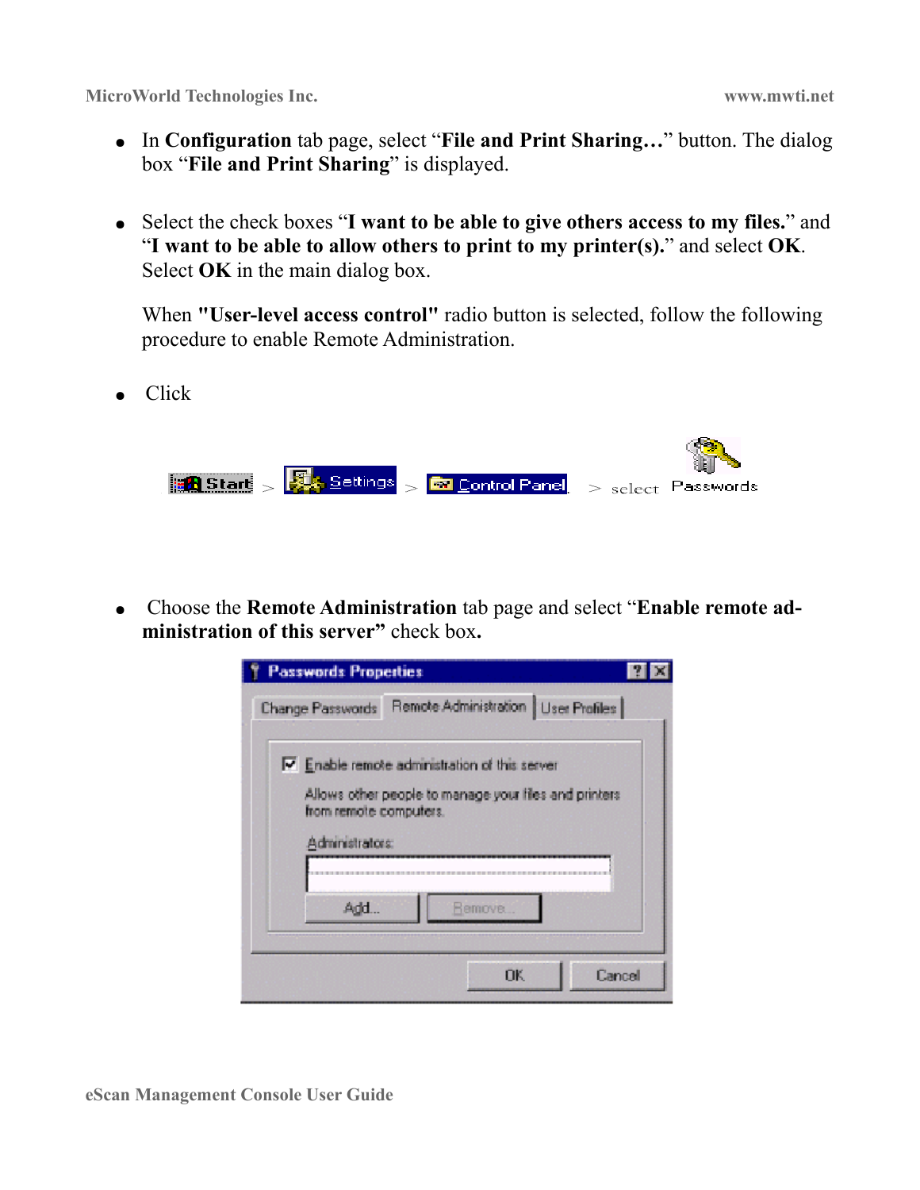- In **Configuration** tab page, select "**File and Print Sharing…**" button. The dialog box "**File and Print Sharing**" is displayed.

- Select the check boxes "**I want to be able to give others access to my files.**" and "**I want to be able to allow others to print to my printer(s).**" and select **OK**. Select **OK** in the main dialog box.

  When **"User-level access control"** radio button is selected, follow the following procedure to enable Remote Administration.

- Click

  Start > Settings > Control Panel > select Passwords

- Choose the **Remote Administration** tab page and select "**Enable remote administration of this server"** check box**.**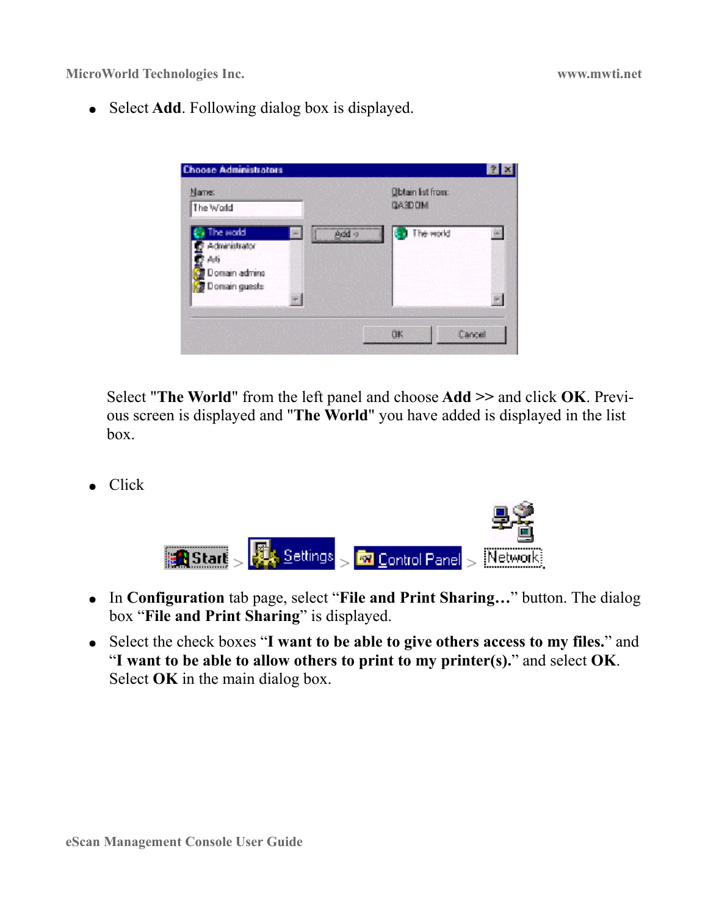- Select **Add**. Following dialog box is displayed.

Select "**The World**" from the left panel and choose **Add** >> and click **OK**. Previous screen is displayed and "**The World**" you have added is displayed in the list box.

- Click

Start > Settings > Control Panel > Network

- In **Configuration** tab page, select "**File and Print Sharing…**" button. The dialog box "**File and Print Sharing**" is displayed.
- Select the check boxes "**I want to be able to give others access to my files.**" and "**I want to be able to allow others to print to my printer(s).**" and select **OK**. Select **OK** in the main dialog box.